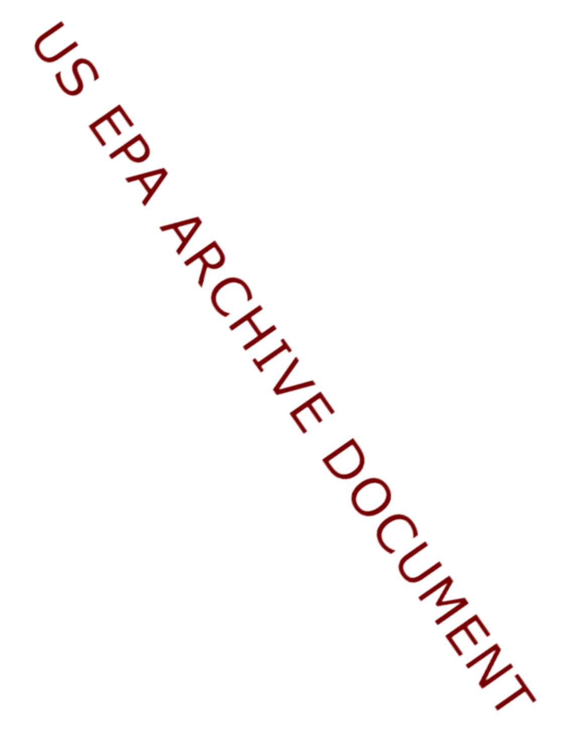US EPA ARCHIVE DOCUMENT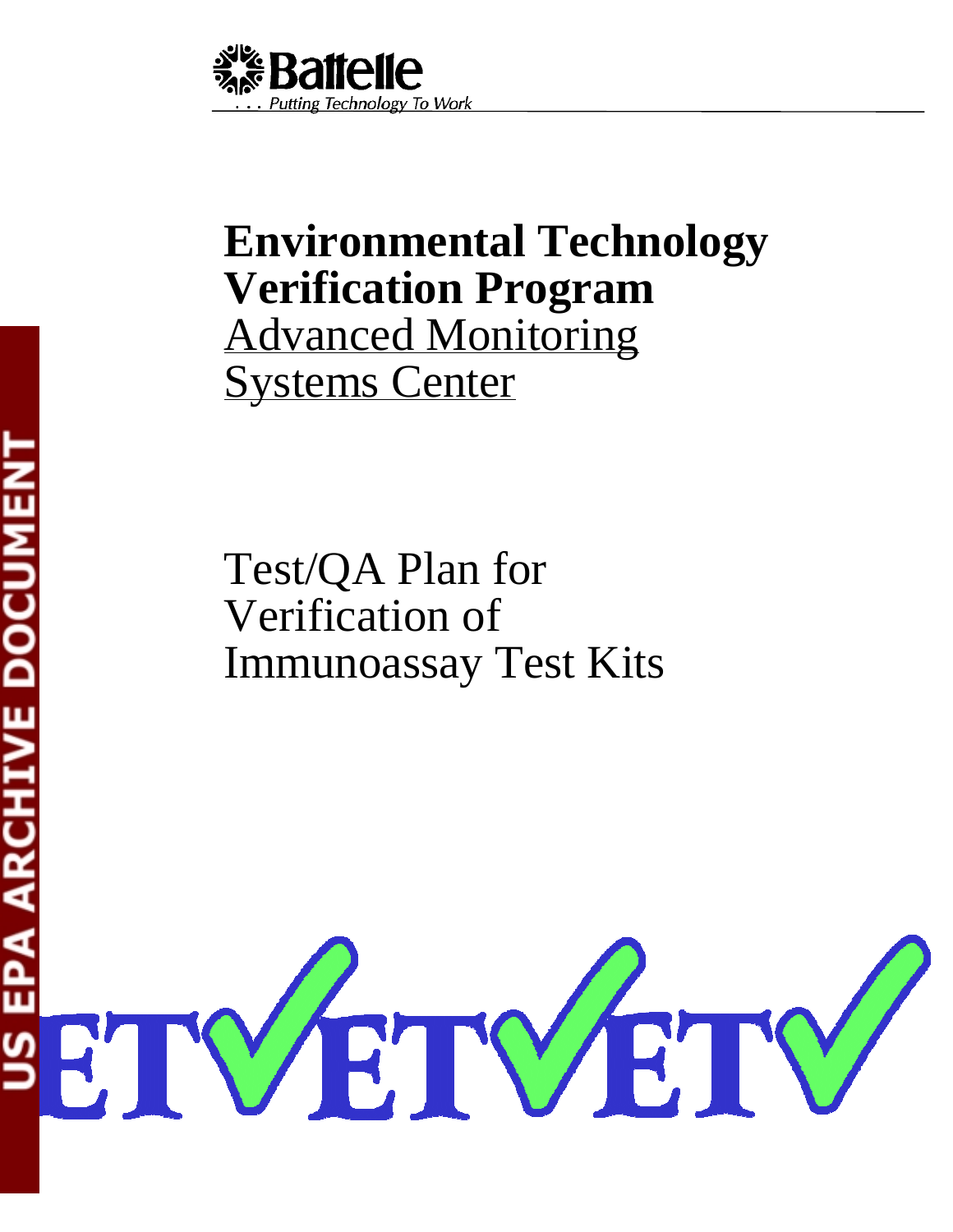# Environmental Technology Verification Program

Advanced Monitoring Systems Center

Test/QA Plan for Verification of Immunoassay Test Kits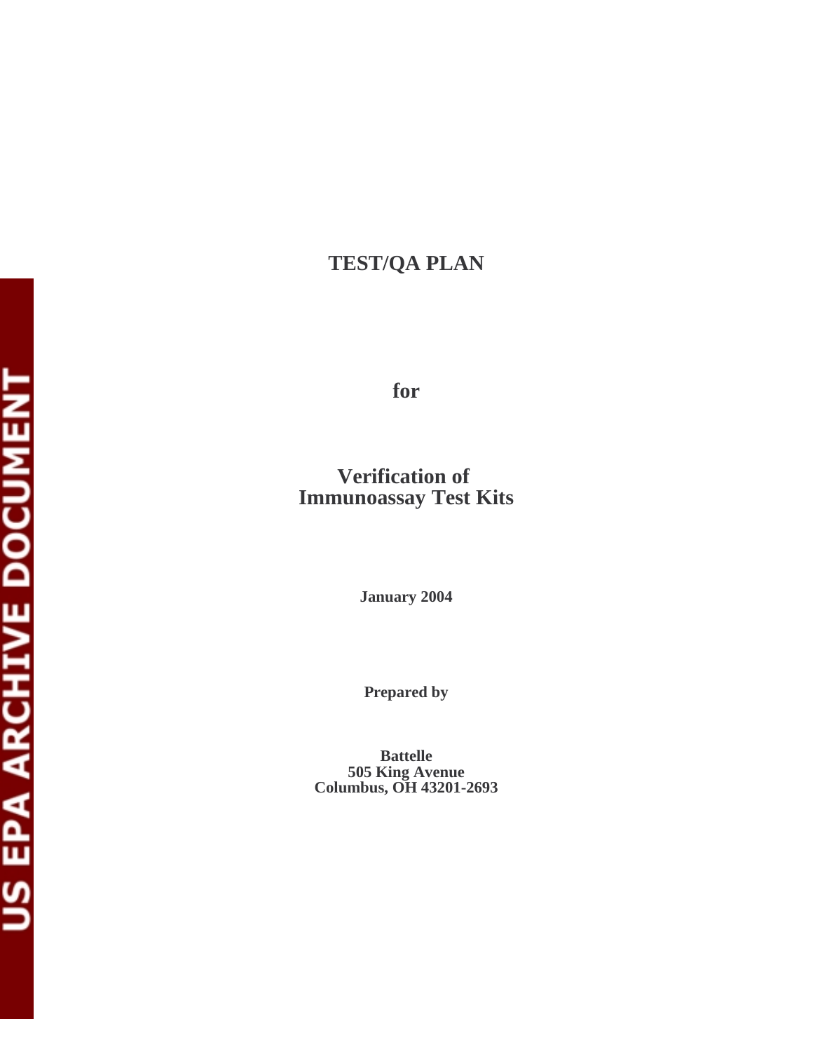# TEST/QA PLAN

**for**

## Verification of Immunoassay Test Kits

**January 2004**

**Prepared by**

**Battelle**
**505 King Avenue**
**Columbus, OH 43201-2693**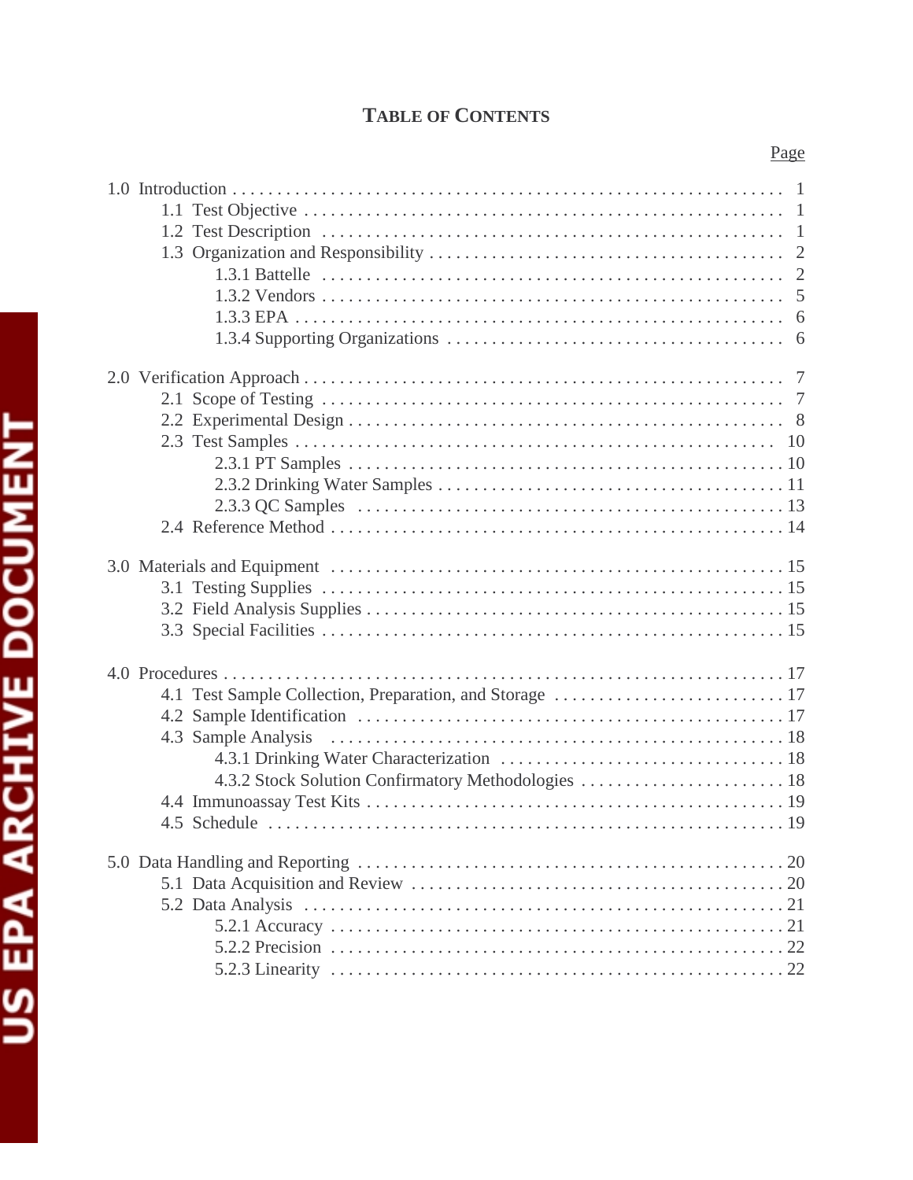# TABLE OF CONTENTS

| | Page |
|---|---|
| 1.0 Introduction | 1 |
| 1.1 Test Objective | 1 |
| 1.2 Test Description | 1 |
| 1.3 Organization and Responsibility | 2 |
| 1.3.1 Battelle | 2 |
| 1.3.2 Vendors | 5 |
| 1.3.3 EPA | 6 |
| 1.3.4 Supporting Organizations | 6 |
| 2.0 Verification Approach | 7 |
| 2.1 Scope of Testing | 7 |
| 2.2 Experimental Design | 8 |
| 2.3 Test Samples | 10 |
| 2.3.1 PT Samples | 10 |
| 2.3.2 Drinking Water Samples | 11 |
| 2.3.3 QC Samples | 13 |
| 2.4 Reference Method | 14 |
| 3.0 Materials and Equipment | 15 |
| 3.1 Testing Supplies | 15 |
| 3.2 Field Analysis Supplies | 15 |
| 3.3 Special Facilities | 15 |
| 4.0 Procedures | 17 |
| 4.1 Test Sample Collection, Preparation, and Storage | 17 |
| 4.2 Sample Identification | 17 |
| 4.3 Sample Analysis | 18 |
| 4.3.1 Drinking Water Characterization | 18 |
| 4.3.2 Stock Solution Confirmatory Methodologies | 18 |
| 4.4 Immunoassay Test Kits | 19 |
| 4.5 Schedule | 19 |
| 5.0 Data Handling and Reporting | 20 |
| 5.1 Data Acquisition and Review | 20 |
| 5.2 Data Analysis | 21 |
| 5.2.1 Accuracy | 21 |
| 5.2.2 Precision | 22 |
| 5.2.3 Linearity | 22 |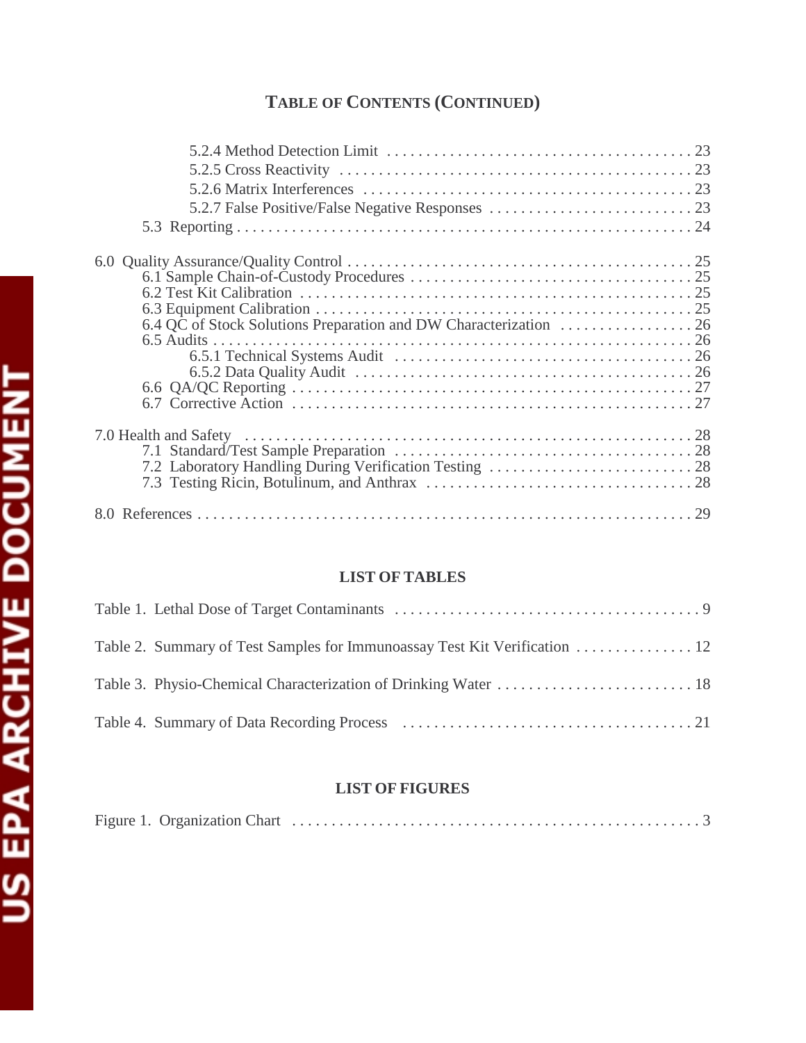## TABLE OF CONTENTS (CONTINUED)

- 5.2.4 Method Detection Limit . . . . . 23
- 5.2.5 Cross Reactivity . . . . . 23
- 5.2.6 Matrix Interferences . . . . . 23
- 5.2.7 False Positive/False Negative Responses . . . . . 23
- 5.3 Reporting . . . . . 24

6.0 Quality Assurance/Quality Control . . . . . 25
- 6.1 Sample Chain-of-Custody Procedures . . . . . 25
- 6.2 Test Kit Calibration . . . . . 25
- 6.3 Equipment Calibration . . . . . 25
- 6.4 QC of Stock Solutions Preparation and DW Characterization . . . . . 26
- 6.5 Audits . . . . . 26
  - 6.5.1 Technical Systems Audit . . . . . 26
  - 6.5.2 Data Quality Audit . . . . . 26
- 6.6 QA/QC Reporting . . . . . 27
- 6.7 Corrective Action . . . . . 27

7.0 Health and Safety . . . . . 28
- 7.1 Standard/Test Sample Preparation . . . . . 28
- 7.2 Laboratory Handling During Verification Testing . . . . . 28
- 7.3 Testing Ricin, Botulinum, and Anthrax . . . . . 28

8.0 References . . . . . 29

## LIST OF TABLES

Table 1. Lethal Dose of Target Contaminants . . . . . 9

Table 2. Summary of Test Samples for Immunoassay Test Kit Verification . . . . . 12

Table 3. Physio-Chemical Characterization of Drinking Water . . . . . 18

Table 4. Summary of Data Recording Process . . . . . 21

## LIST OF FIGURES

Figure 1. Organization Chart . . . . . 3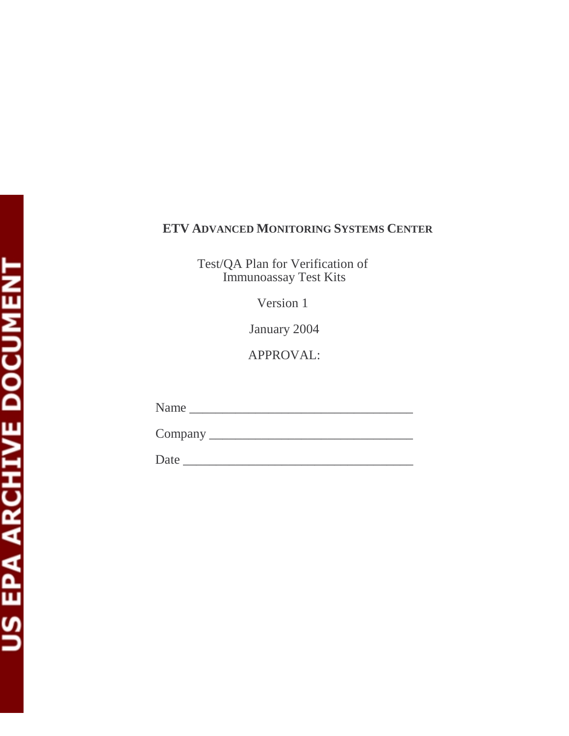**ETV ADVANCED MONITORING SYSTEMS CENTER**

Test/QA Plan for Verification of
Immunoassay Test Kits

Version 1

January 2004

APPROVAL:

Name ___________________________________

Company ________________________________

Date ____________________________________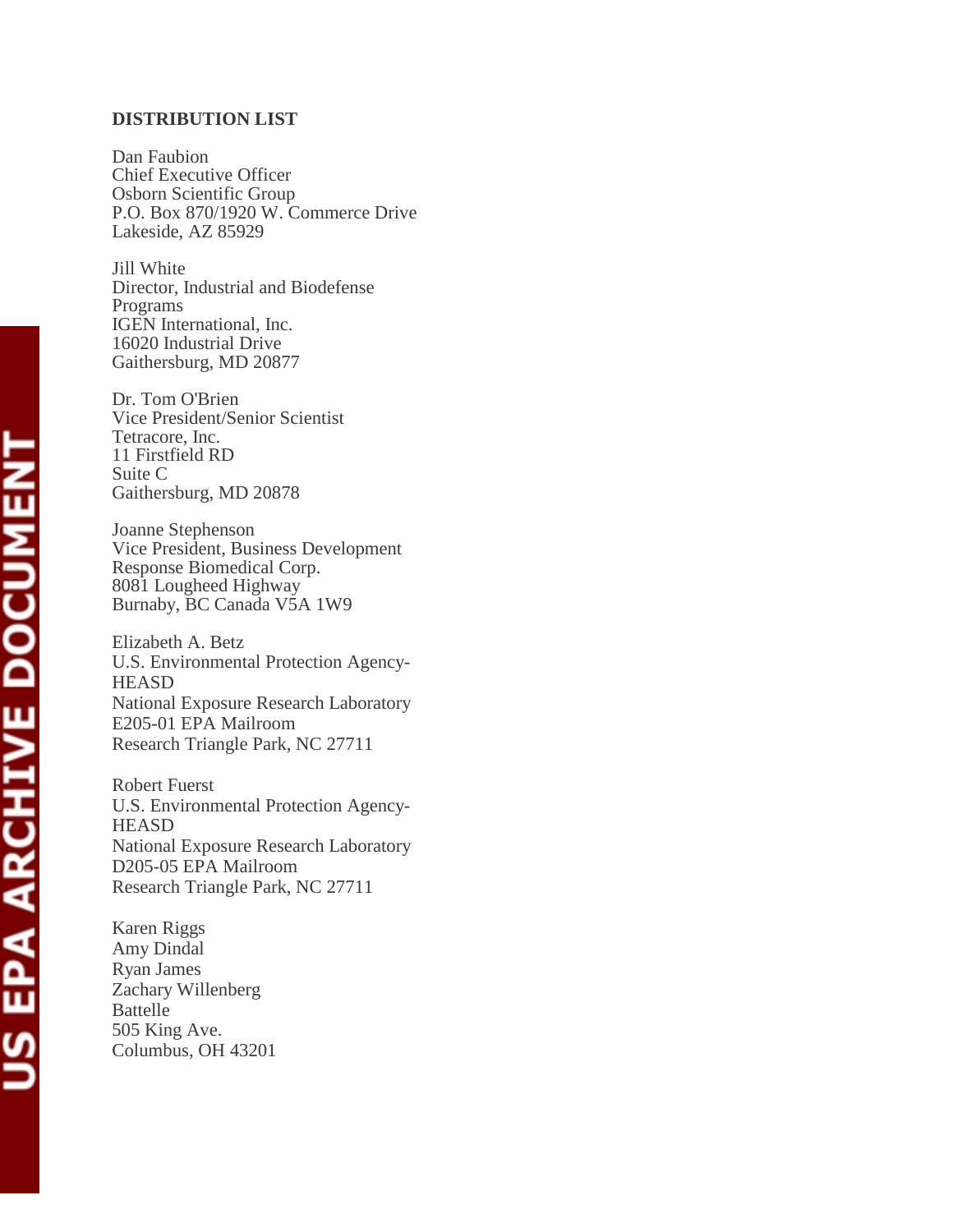**DISTRIBUTION LIST**

Dan Faubion
Chief Executive Officer
Osborn Scientific Group
P.O. Box 870/1920 W. Commerce Drive
Lakeside, AZ 85929

Jill White
Director, Industrial and Biodefense Programs
IGEN International, Inc.
16020 Industrial Drive
Gaithersburg, MD 20877

Dr. Tom O'Brien
Vice President/Senior Scientist
Tetracore, Inc.
11 Firstfield RD
Suite C
Gaithersburg, MD 20878

Joanne Stephenson
Vice President, Business Development
Response Biomedical Corp.
8081 Lougheed Highway
Burnaby, BC Canada V5A 1W9

Elizabeth A. Betz
U.S. Environmental Protection Agency-HEASD
National Exposure Research Laboratory
E205-01 EPA Mailroom
Research Triangle Park, NC 27711

Robert Fuerst
U.S. Environmental Protection Agency-HEASD
National Exposure Research Laboratory
D205-05 EPA Mailroom
Research Triangle Park, NC 27711

Karen Riggs
Amy Dindal
Ryan James
Zachary Willenberg
Battelle
505 King Ave.
Columbus, OH 43201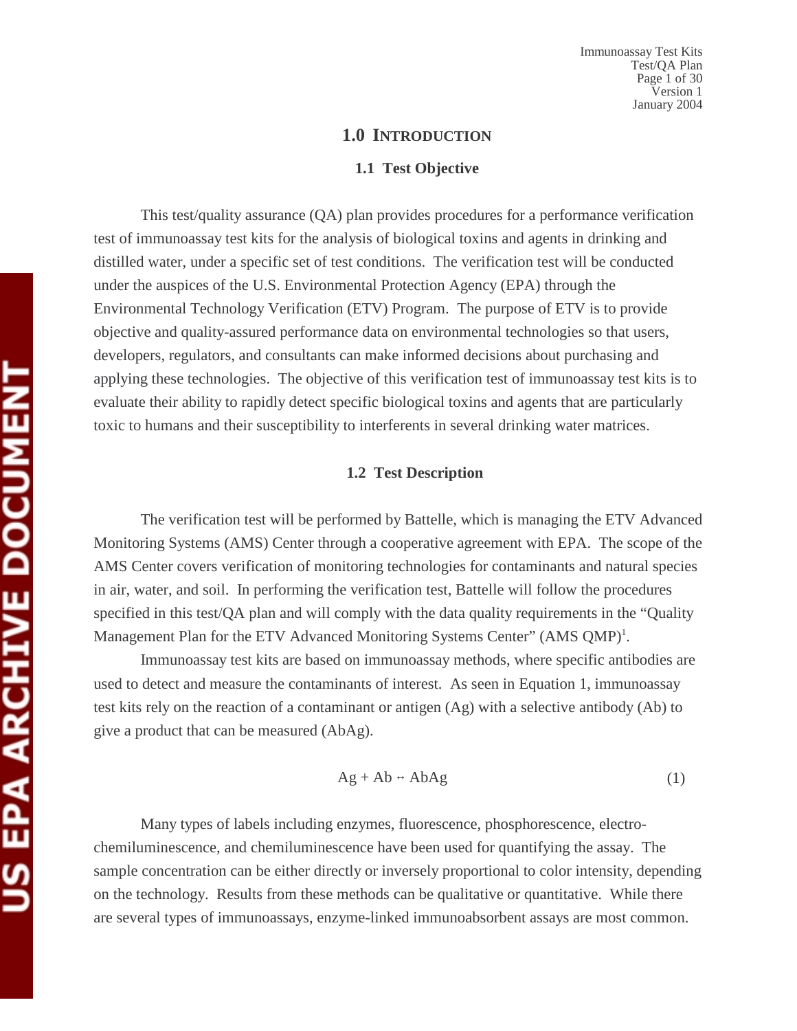# 1.0 INTRODUCTION

## 1.1 Test Objective

This test/quality assurance (QA) plan provides procedures for a performance verification test of immunoassay test kits for the analysis of biological toxins and agents in drinking and distilled water, under a specific set of test conditions. The verification test will be conducted under the auspices of the U.S. Environmental Protection Agency (EPA) through the Environmental Technology Verification (ETV) Program. The purpose of ETV is to provide objective and quality-assured performance data on environmental technologies so that users, developers, regulators, and consultants can make informed decisions about purchasing and applying these technologies. The objective of this verification test of immunoassay test kits is to evaluate their ability to rapidly detect specific biological toxins and agents that are particularly toxic to humans and their susceptibility to interferents in several drinking water matrices.

## 1.2 Test Description

The verification test will be performed by Battelle, which is managing the ETV Advanced Monitoring Systems (AMS) Center through a cooperative agreement with EPA. The scope of the AMS Center covers verification of monitoring technologies for contaminants and natural species in air, water, and soil. In performing the verification test, Battelle will follow the procedures specified in this test/QA plan and will comply with the data quality requirements in the "Quality Management Plan for the ETV Advanced Monitoring Systems Center" (AMS QMP)[1].

Immunoassay test kits are based on immunoassay methods, where specific antibodies are used to detect and measure the contaminants of interest. As seen in Equation 1, immunoassay test kits rely on the reaction of a contaminant or antigen (Ag) with a selective antibody (Ab) to give a product that can be measured (AbAg).

$$Ag + Ab \leftrightarrow AbAg \tag{1}$$

Many types of labels including enzymes, fluorescence, phosphorescence, electro-chemiluminescence, and chemiluminescence have been used for quantifying the assay. The sample concentration can be either directly or inversely proportional to color intensity, depending on the technology. Results from these methods can be qualitative or quantitative. While there are several types of immunoassays, enzyme-linked immunoabsorbent assays are most common.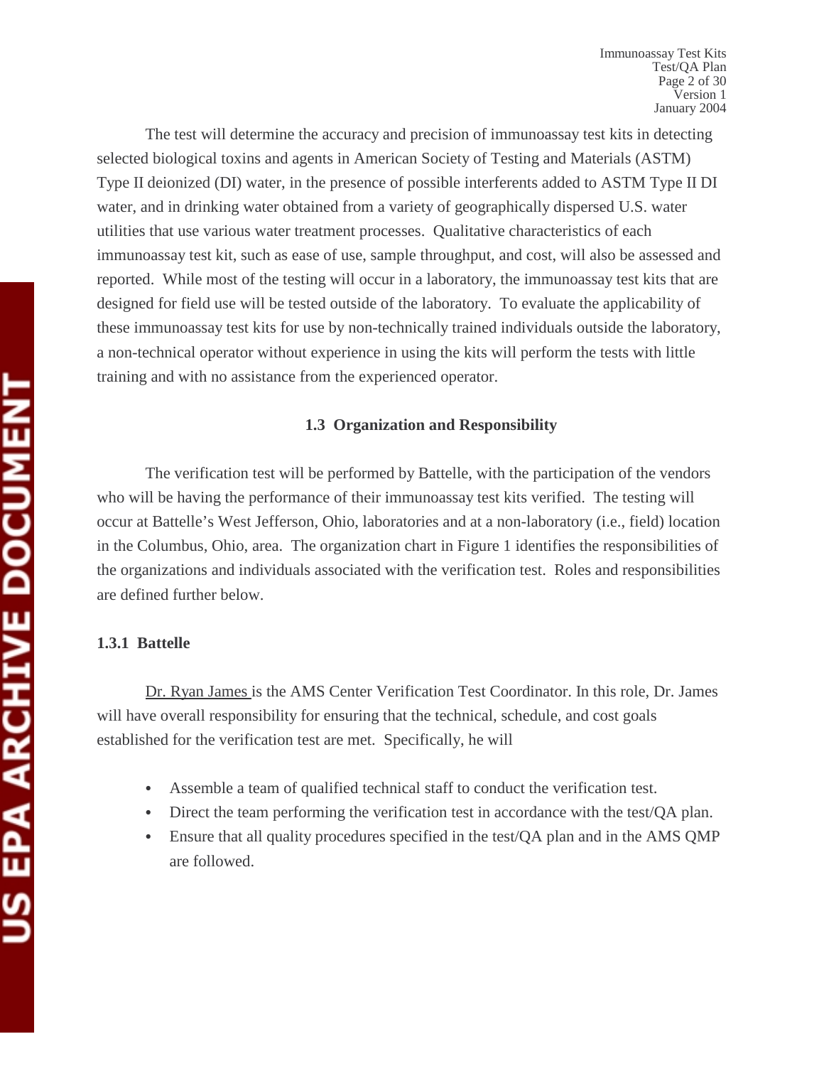The test will determine the accuracy and precision of immunoassay test kits in detecting selected biological toxins and agents in American Society of Testing and Materials (ASTM) Type II deionized (DI) water, in the presence of possible interferents added to ASTM Type II DI water, and in drinking water obtained from a variety of geographically dispersed U.S. water utilities that use various water treatment processes. Qualitative characteristics of each immunoassay test kit, such as ease of use, sample throughput, and cost, will also be assessed and reported. While most of the testing will occur in a laboratory, the immunoassay test kits that are designed for field use will be tested outside of the laboratory. To evaluate the applicability of these immunoassay test kits for use by non-technically trained individuals outside the laboratory, a non-technical operator without experience in using the kits will perform the tests with little training and with no assistance from the experienced operator.

## 1.3 Organization and Responsibility

The verification test will be performed by Battelle, with the participation of the vendors who will be having the performance of their immunoassay test kits verified. The testing will occur at Battelle's West Jefferson, Ohio, laboratories and at a non-laboratory (i.e., field) location in the Columbus, Ohio, area. The organization chart in Figure 1 identifies the responsibilities of the organizations and individuals associated with the verification test. Roles and responsibilities are defined further below.

### 1.3.1 Battelle

Dr. Ryan James is the AMS Center Verification Test Coordinator. In this role, Dr. James will have overall responsibility for ensuring that the technical, schedule, and cost goals established for the verification test are met. Specifically, he will

- Assemble a team of qualified technical staff to conduct the verification test.
- Direct the team performing the verification test in accordance with the test/QA plan.
- Ensure that all quality procedures specified in the test/QA plan and in the AMS QMP are followed.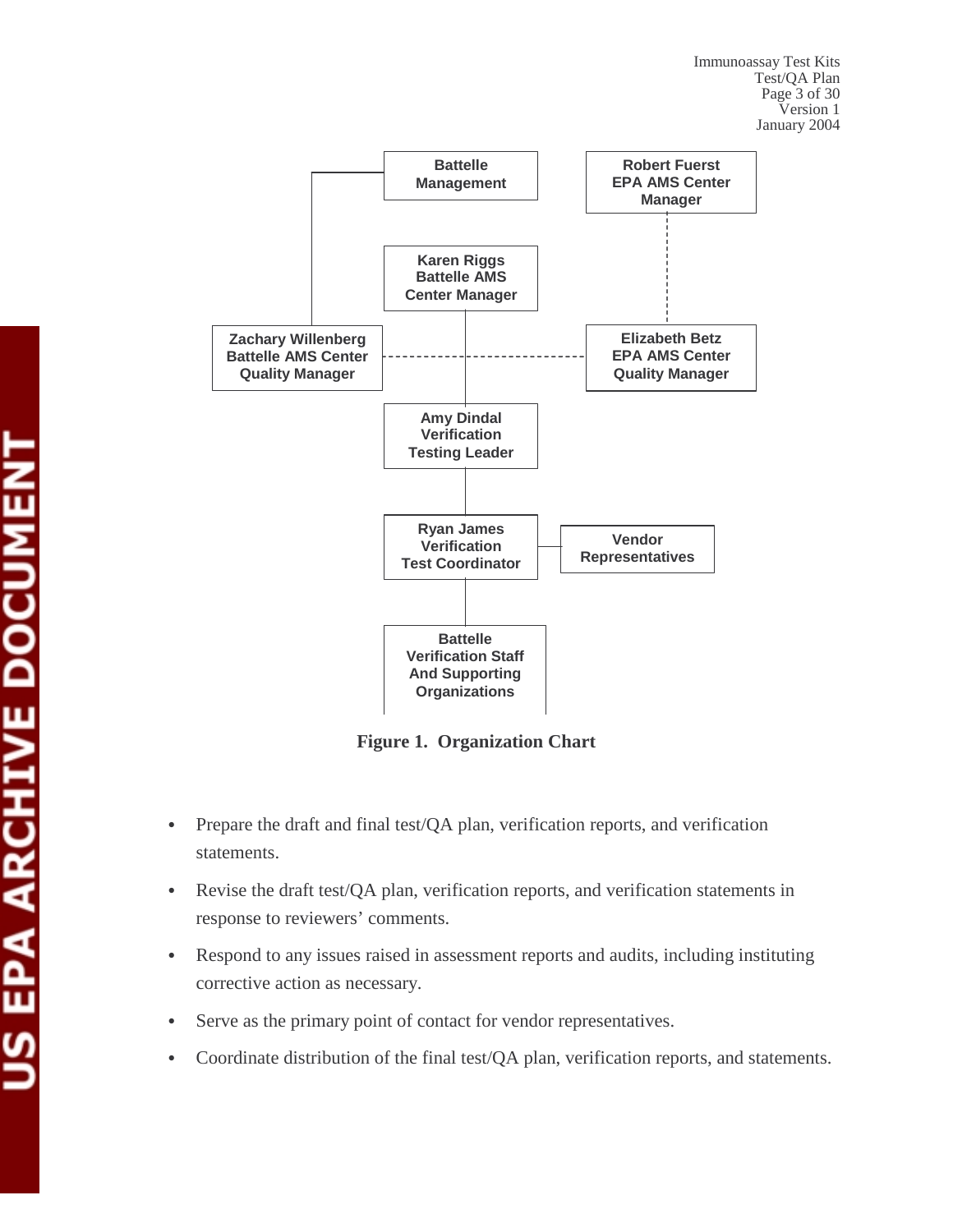Battelle Management

Robert Fuerst
EPA AMS Center
Manager

Karen Riggs
Battelle AMS
Center Manager

Zachary Willenberg
Battelle AMS Center
Quality Manager

Elizabeth Betz
EPA AMS Center
Quality Manager

Amy Dindal
Verification
Testing Leader

Ryan James
Verification
Test Coordinator

Vendor
Representatives

Battelle
Verification Staff
And Supporting
Organizations

**Figure 1. Organization Chart**

- Prepare the draft and final test/QA plan, verification reports, and verification statements.
- Revise the draft test/QA plan, verification reports, and verification statements in response to reviewers' comments.
- Respond to any issues raised in assessment reports and audits, including instituting corrective action as necessary.
- Serve as the primary point of contact for vendor representatives.
- Coordinate distribution of the final test/QA plan, verification reports, and statements.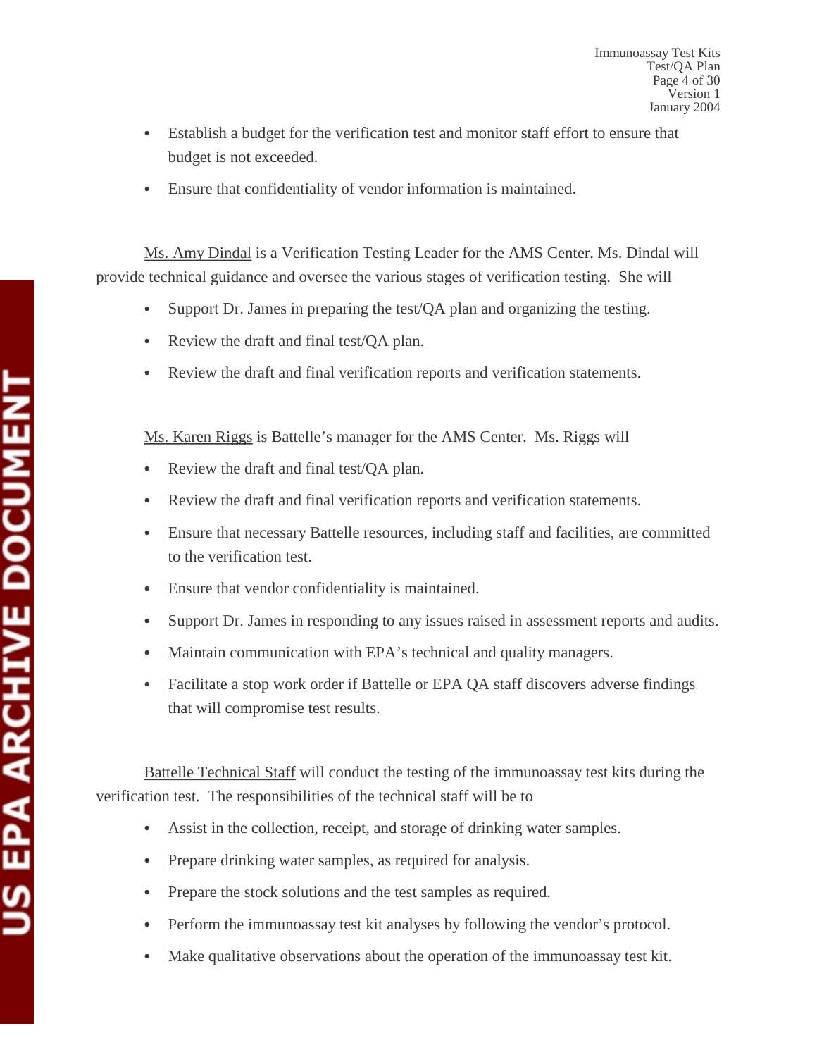- Establish a budget for the verification test and monitor staff effort to ensure that budget is not exceeded.
- Ensure that confidentiality of vendor information is maintained.

Ms. Amy Dindal is a Verification Testing Leader for the AMS Center. Ms. Dindal will provide technical guidance and oversee the various stages of verification testing. She will

- Support Dr. James in preparing the test/QA plan and organizing the testing.
- Review the draft and final test/QA plan.
- Review the draft and final verification reports and verification statements.

Ms. Karen Riggs is Battelle's manager for the AMS Center. Ms. Riggs will

- Review the draft and final test/QA plan.
- Review the draft and final verification reports and verification statements.
- Ensure that necessary Battelle resources, including staff and facilities, are committed to the verification test.
- Ensure that vendor confidentiality is maintained.
- Support Dr. James in responding to any issues raised in assessment reports and audits.
- Maintain communication with EPA's technical and quality managers.
- Facilitate a stop work order if Battelle or EPA QA staff discovers adverse findings that will compromise test results.

Battelle Technical Staff will conduct the testing of the immunoassay test kits during the verification test. The responsibilities of the technical staff will be to

- Assist in the collection, receipt, and storage of drinking water samples.
- Prepare drinking water samples, as required for analysis.
- Prepare the stock solutions and the test samples as required.
- Perform the immunoassay test kit analyses by following the vendor's protocol.
- Make qualitative observations about the operation of the immunoassay test kit.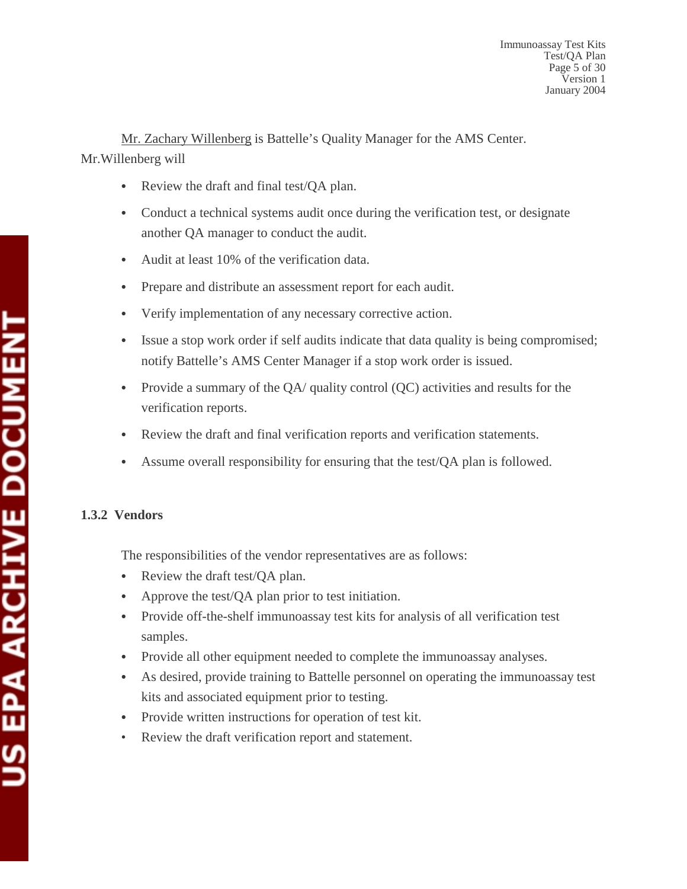Mr. Zachary Willenberg is Battelle's Quality Manager for the AMS Center. Mr.Willenberg will

- Review the draft and final test/QA plan.
- Conduct a technical systems audit once during the verification test, or designate another QA manager to conduct the audit.
- Audit at least 10% of the verification data.
- Prepare and distribute an assessment report for each audit.
- Verify implementation of any necessary corrective action.
- Issue a stop work order if self audits indicate that data quality is being compromised; notify Battelle's AMS Center Manager if a stop work order is issued.
- Provide a summary of the QA/ quality control (QC) activities and results for the verification reports.
- Review the draft and final verification reports and verification statements.
- Assume overall responsibility for ensuring that the test/QA plan is followed.

### 1.3.2 Vendors

The responsibilities of the vendor representatives are as follows:

- Review the draft test/QA plan.
- Approve the test/QA plan prior to test initiation.
- Provide off-the-shelf immunoassay test kits for analysis of all verification test samples.
- Provide all other equipment needed to complete the immunoassay analyses.
- As desired, provide training to Battelle personnel on operating the immunoassay test kits and associated equipment prior to testing.
- Provide written instructions for operation of test kit.
- Review the draft verification report and statement.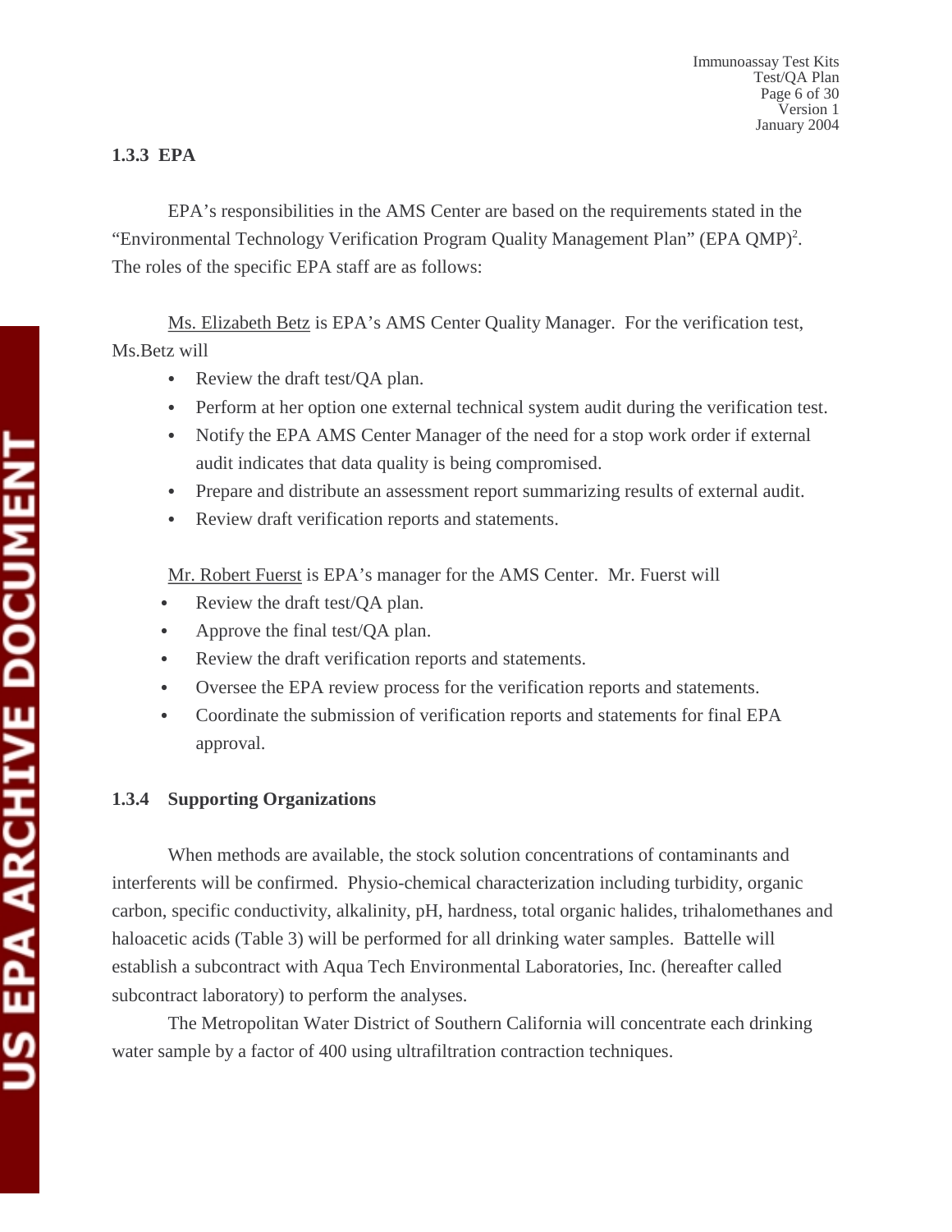### 1.3.3 EPA

EPA's responsibilities in the AMS Center are based on the requirements stated in the "Environmental Technology Verification Program Quality Management Plan" (EPA QMP)[2]. The roles of the specific EPA staff are as follows:

Ms. Elizabeth Betz is EPA's AMS Center Quality Manager. For the verification test, Ms.Betz will

- Review the draft test/QA plan.
- Perform at her option one external technical system audit during the verification test.
- Notify the EPA AMS Center Manager of the need for a stop work order if external audit indicates that data quality is being compromised.
- Prepare and distribute an assessment report summarizing results of external audit.
- Review draft verification reports and statements.

Mr. Robert Fuerst is EPA's manager for the AMS Center. Mr. Fuerst will

- Review the draft test/QA plan.
- Approve the final test/QA plan.
- Review the draft verification reports and statements.
- Oversee the EPA review process for the verification reports and statements.
- Coordinate the submission of verification reports and statements for final EPA approval.

### 1.3.4 Supporting Organizations

When methods are available, the stock solution concentrations of contaminants and interferents will be confirmed. Physio-chemical characterization including turbidity, organic carbon, specific conductivity, alkalinity, pH, hardness, total organic halides, trihalomethanes and haloacetic acids (Table 3) will be performed for all drinking water samples. Battelle will establish a subcontract with Aqua Tech Environmental Laboratories, Inc. (hereafter called subcontract laboratory) to perform the analyses.

The Metropolitan Water District of Southern California will concentrate each drinking water sample by a factor of 400 using ultrafiltration contraction techniques.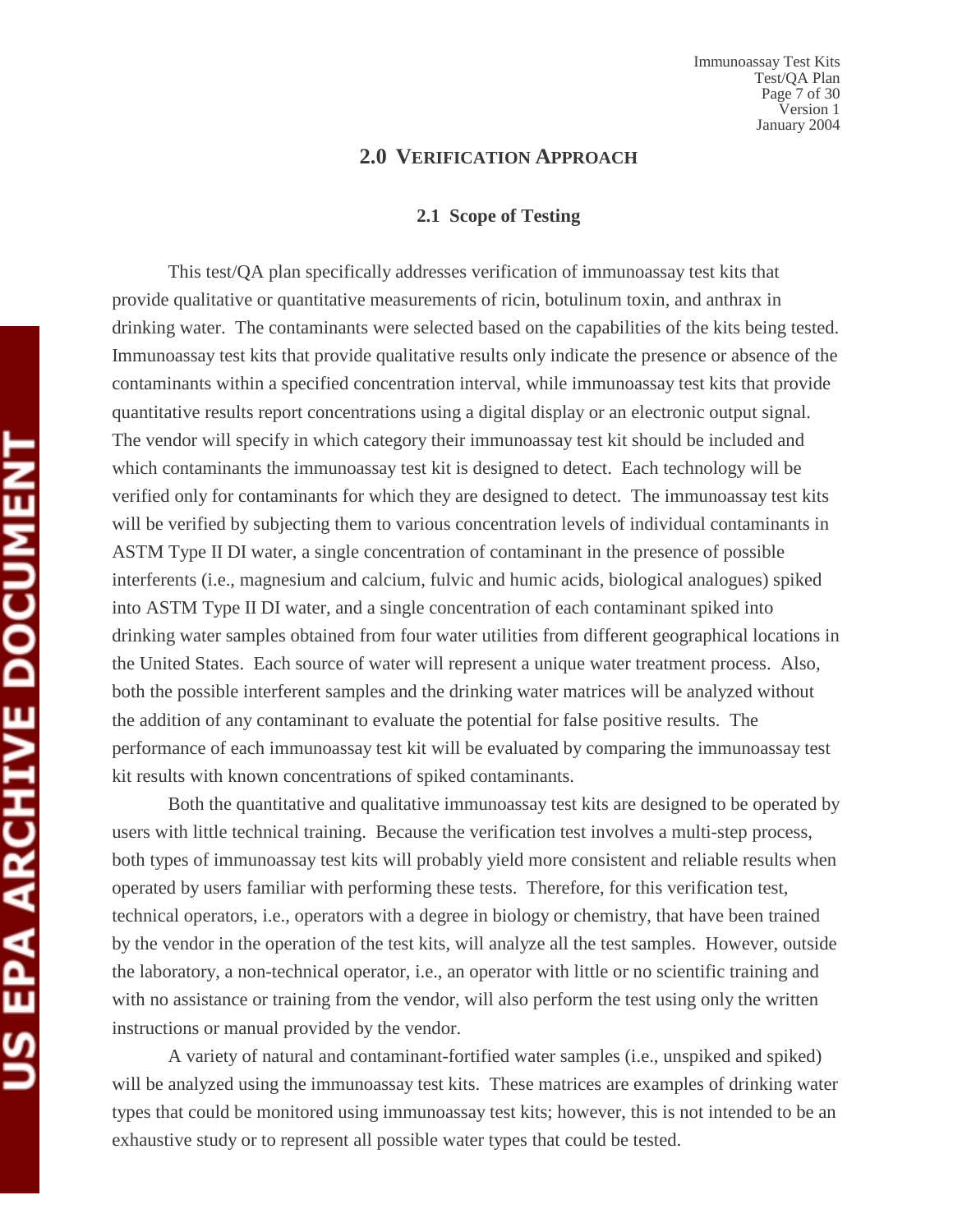## 2.0 VERIFICATION APPROACH

### 2.1 Scope of Testing

This test/QA plan specifically addresses verification of immunoassay test kits that provide qualitative or quantitative measurements of ricin, botulinum toxin, and anthrax in drinking water. The contaminants were selected based on the capabilities of the kits being tested. Immunoassay test kits that provide qualitative results only indicate the presence or absence of the contaminants within a specified concentration interval, while immunoassay test kits that provide quantitative results report concentrations using a digital display or an electronic output signal. The vendor will specify in which category their immunoassay test kit should be included and which contaminants the immunoassay test kit is designed to detect. Each technology will be verified only for contaminants for which they are designed to detect. The immunoassay test kits will be verified by subjecting them to various concentration levels of individual contaminants in ASTM Type II DI water, a single concentration of contaminant in the presence of possible interferents (i.e., magnesium and calcium, fulvic and humic acids, biological analogues) spiked into ASTM Type II DI water, and a single concentration of each contaminant spiked into drinking water samples obtained from four water utilities from different geographical locations in the United States. Each source of water will represent a unique water treatment process. Also, both the possible interferent samples and the drinking water matrices will be analyzed without the addition of any contaminant to evaluate the potential for false positive results. The performance of each immunoassay test kit will be evaluated by comparing the immunoassay test kit results with known concentrations of spiked contaminants.

Both the quantitative and qualitative immunoassay test kits are designed to be operated by users with little technical training. Because the verification test involves a multi-step process, both types of immunoassay test kits will probably yield more consistent and reliable results when operated by users familiar with performing these tests. Therefore, for this verification test, technical operators, i.e., operators with a degree in biology or chemistry, that have been trained by the vendor in the operation of the test kits, will analyze all the test samples. However, outside the laboratory, a non-technical operator, i.e., an operator with little or no scientific training and with no assistance or training from the vendor, will also perform the test using only the written instructions or manual provided by the vendor.

A variety of natural and contaminant-fortified water samples (i.e., unspiked and spiked) will be analyzed using the immunoassay test kits. These matrices are examples of drinking water types that could be monitored using immunoassay test kits; however, this is not intended to be an exhaustive study or to represent all possible water types that could be tested.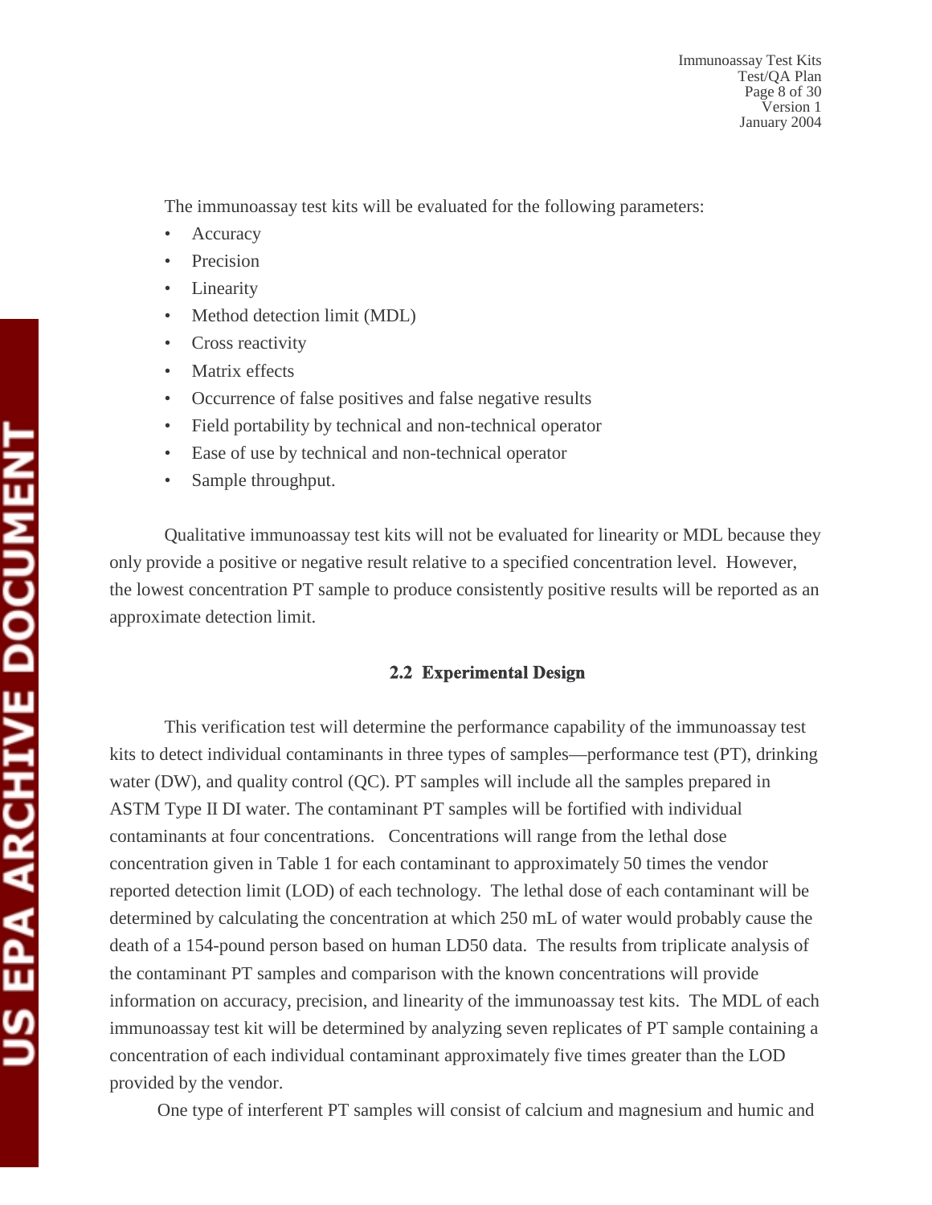The immunoassay test kits will be evaluated for the following parameters:

- Accuracy
- Precision
- Linearity
- Method detection limit (MDL)
- Cross reactivity
- Matrix effects
- Occurrence of false positives and false negative results
- Field portability by technical and non-technical operator
- Ease of use by technical and non-technical operator
- Sample throughput.

Qualitative immunoassay test kits will not be evaluated for linearity or MDL because they only provide a positive or negative result relative to a specified concentration level. However, the lowest concentration PT sample to produce consistently positive results will be reported as an approximate detection limit.

## 2.2 Experimental Design

This verification test will determine the performance capability of the immunoassay test kits to detect individual contaminants in three types of samples—performance test (PT), drinking water (DW), and quality control (QC). PT samples will include all the samples prepared in ASTM Type II DI water. The contaminant PT samples will be fortified with individual contaminants at four concentrations. Concentrations will range from the lethal dose concentration given in Table 1 for each contaminant to approximately 50 times the vendor reported detection limit (LOD) of each technology. The lethal dose of each contaminant will be determined by calculating the concentration at which 250 mL of water would probably cause the death of a 154-pound person based on human LD50 data. The results from triplicate analysis of the contaminant PT samples and comparison with the known concentrations will provide information on accuracy, precision, and linearity of the immunoassay test kits. The MDL of each immunoassay test kit will be determined by analyzing seven replicates of PT sample containing a concentration of each individual contaminant approximately five times greater than the LOD provided by the vendor.

One type of interferent PT samples will consist of calcium and magnesium and humic and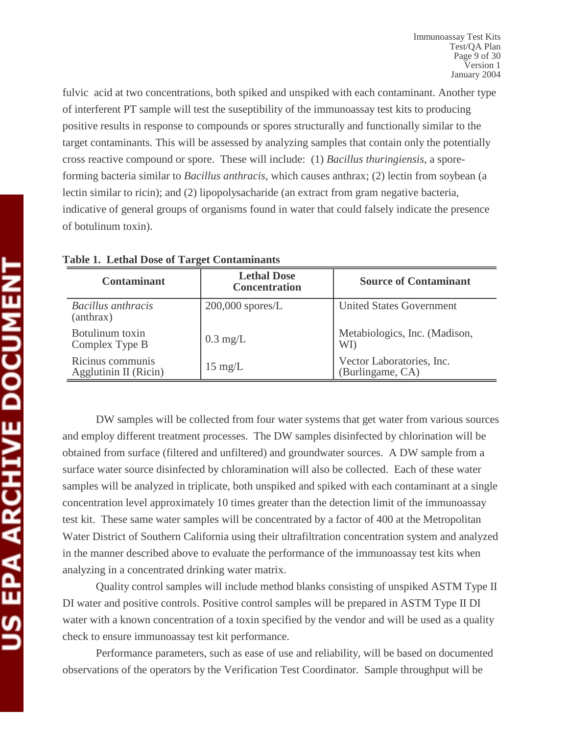fulvic acid at two concentrations, both spiked and unspiked with each contaminant. Another type of interferent PT sample will test the suseptibility of the immunoassay test kits to producing positive results in response to compounds or spores structurally and functionally similar to the target contaminants. This will be assessed by analyzing samples that contain only the potentially cross reactive compound or spore. These will include: (1) *Bacillus thuringiensis*, a spore-forming bacteria similar to *Bacillus anthracis*, which causes anthrax; (2) lectin from soybean (a lectin similar to ricin); and (2) lipopolysacharide (an extract from gram negative bacteria, indicative of general groups of organisms found in water that could falsely indicate the presence of botulinum toxin).

**Table 1. Lethal Dose of Target Contaminants**

| Contaminant | Lethal Dose Concentration | Source of Contaminant |
|---|---|---|
| *Bacillus anthracis* (anthrax) | 200,000 spores/L | United States Government |
| Botulinum toxin Complex Type B | 0.3 mg/L | Metabiologics, Inc. (Madison, WI) |
| Ricinus communis Agglutinin II (Ricin) | 15 mg/L | Vector Laboratories, Inc. (Burlingame, CA) |

DW samples will be collected from four water systems that get water from various sources and employ different treatment processes. The DW samples disinfected by chlorination will be obtained from surface (filtered and unfiltered) and groundwater sources. A DW sample from a surface water source disinfected by chloramination will also be collected. Each of these water samples will be analyzed in triplicate, both unspiked and spiked with each contaminant at a single concentration level approximately 10 times greater than the detection limit of the immunoassay test kit. These same water samples will be concentrated by a factor of 400 at the Metropolitan Water District of Southern California using their ultrafiltration concentration system and analyzed in the manner described above to evaluate the performance of the immunoassay test kits when analyzing in a concentrated drinking water matrix.

Quality control samples will include method blanks consisting of unspiked ASTM Type II DI water and positive controls. Positive control samples will be prepared in ASTM Type II DI water with a known concentration of a toxin specified by the vendor and will be used as a quality check to ensure immunoassay test kit performance.

Performance parameters, such as ease of use and reliability, will be based on documented observations of the operators by the Verification Test Coordinator. Sample throughput will be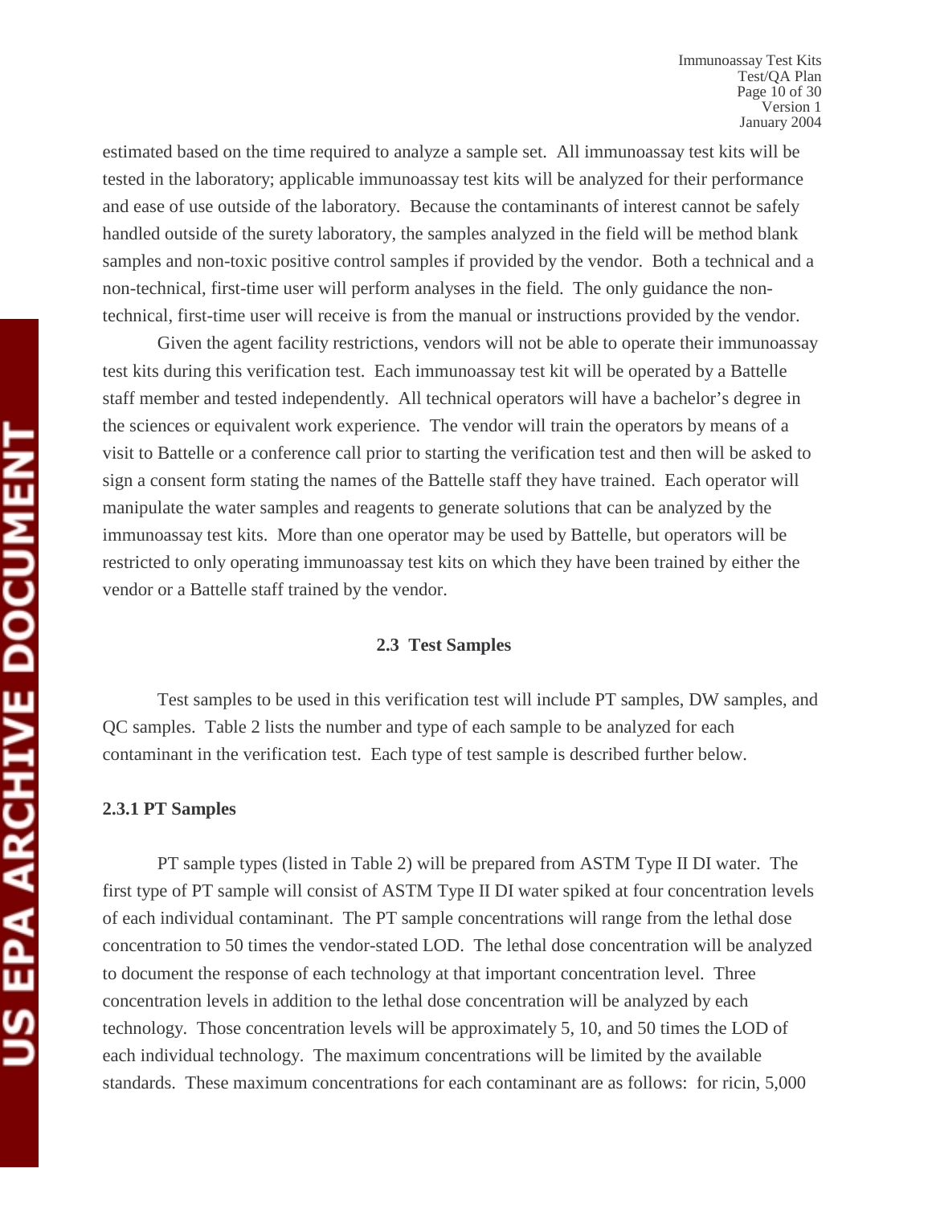estimated based on the time required to analyze a sample set. All immunoassay test kits will be tested in the laboratory; applicable immunoassay test kits will be analyzed for their performance and ease of use outside of the laboratory. Because the contaminants of interest cannot be safely handled outside of the surety laboratory, the samples analyzed in the field will be method blank samples and non-toxic positive control samples if provided by the vendor. Both a technical and a non-technical, first-time user will perform analyses in the field. The only guidance the non-technical, first-time user will receive is from the manual or instructions provided by the vendor.

Given the agent facility restrictions, vendors will not be able to operate their immunoassay test kits during this verification test. Each immunoassay test kit will be operated by a Battelle staff member and tested independently. All technical operators will have a bachelor's degree in the sciences or equivalent work experience. The vendor will train the operators by means of a visit to Battelle or a conference call prior to starting the verification test and then will be asked to sign a consent form stating the names of the Battelle staff they have trained. Each operator will manipulate the water samples and reagents to generate solutions that can be analyzed by the immunoassay test kits. More than one operator may be used by Battelle, but operators will be restricted to only operating immunoassay test kits on which they have been trained by either the vendor or a Battelle staff trained by the vendor.

## 2.3 Test Samples

Test samples to be used in this verification test will include PT samples, DW samples, and QC samples. Table 2 lists the number and type of each sample to be analyzed for each contaminant in the verification test. Each type of test sample is described further below.

### 2.3.1 PT Samples

PT sample types (listed in Table 2) will be prepared from ASTM Type II DI water. The first type of PT sample will consist of ASTM Type II DI water spiked at four concentration levels of each individual contaminant. The PT sample concentrations will range from the lethal dose concentration to 50 times the vendor-stated LOD. The lethal dose concentration will be analyzed to document the response of each technology at that important concentration level. Three concentration levels in addition to the lethal dose concentration will be analyzed by each technology. Those concentration levels will be approximately 5, 10, and 50 times the LOD of each individual technology. The maximum concentrations will be limited by the available standards. These maximum concentrations for each contaminant are as follows: for ricin, 5,000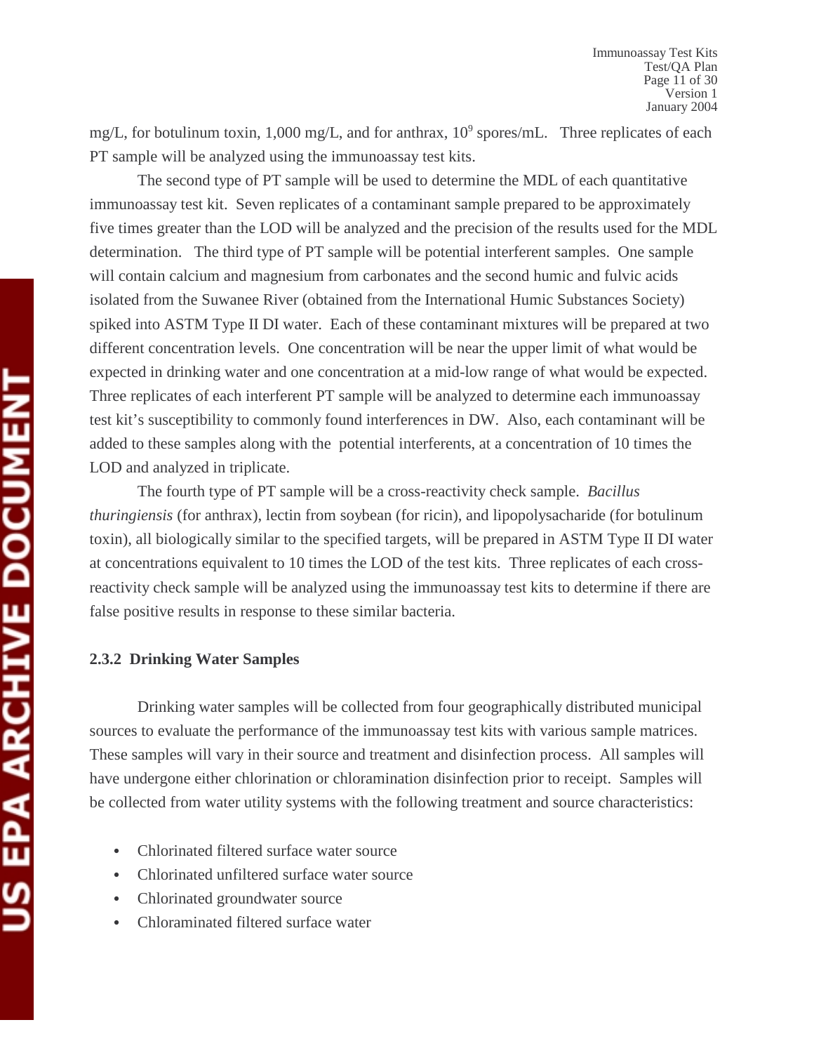mg/L, for botulinum toxin, 1,000 mg/L, and for anthrax, $10^9$ spores/mL.  Three replicates of each PT sample will be analyzed using the immunoassay test kits.

The second type of PT sample will be used to determine the MDL of each quantitative immunoassay test kit. Seven replicates of a contaminant sample prepared to be approximately five times greater than the LOD will be analyzed and the precision of the results used for the MDL determination.  The third type of PT sample will be potential interferent samples. One sample will contain calcium and magnesium from carbonates and the second humic and fulvic acids isolated from the Suwanee River (obtained from the International Humic Substances Society) spiked into ASTM Type II DI water. Each of these contaminant mixtures will be prepared at two different concentration levels. One concentration will be near the upper limit of what would be expected in drinking water and one concentration at a mid-low range of what would be expected. Three replicates of each interferent PT sample will be analyzed to determine each immunoassay test kit's susceptibility to commonly found interferences in DW. Also, each contaminant will be added to these samples along with the potential interferents, at a concentration of 10 times the LOD and analyzed in triplicate.

The fourth type of PT sample will be a cross-reactivity check sample. *Bacillus thuringiensis* (for anthrax), lectin from soybean (for ricin), and lipopolysacharide (for botulinum toxin), all biologically similar to the specified targets, will be prepared in ASTM Type II DI water at concentrations equivalent to 10 times the LOD of the test kits. Three replicates of each cross-reactivity check sample will be analyzed using the immunoassay test kits to determine if there are false positive results in response to these similar bacteria.

### 2.3.2 Drinking Water Samples

Drinking water samples will be collected from four geographically distributed municipal sources to evaluate the performance of the immunoassay test kits with various sample matrices. These samples will vary in their source and treatment and disinfection process. All samples will have undergone either chlorination or chloramination disinfection prior to receipt. Samples will be collected from water utility systems with the following treatment and source characteristics:

- Chlorinated filtered surface water source
- Chlorinated unfiltered surface water source
- Chlorinated groundwater source
- Chloraminated filtered surface water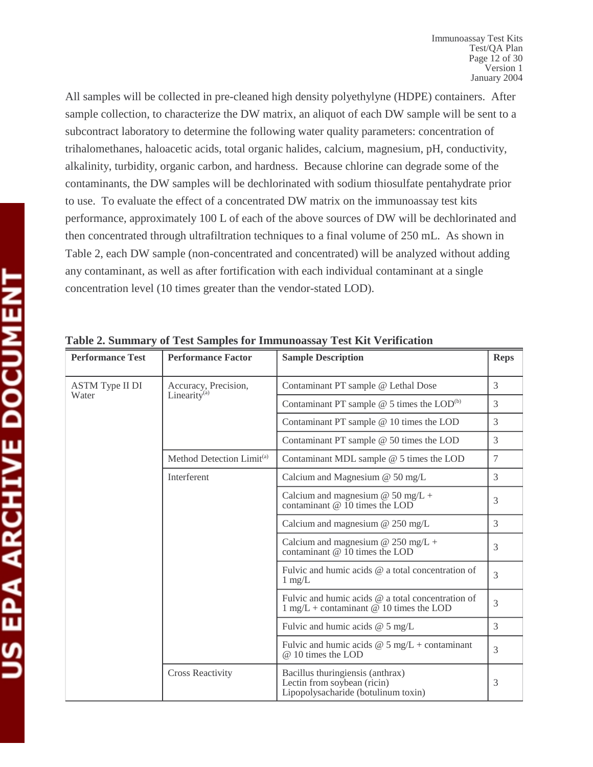All samples will be collected in pre-cleaned high density polyethylyne (HDPE) containers. After sample collection, to characterize the DW matrix, an aliquot of each DW sample will be sent to a subcontract laboratory to determine the following water quality parameters: concentration of trihalomethanes, haloacetic acids, total organic halides, calcium, magnesium, pH, conductivity, alkalinity, turbidity, organic carbon, and hardness. Because chlorine can degrade some of the contaminants, the DW samples will be dechlorinated with sodium thiosulfate pentahydrate prior to use. To evaluate the effect of a concentrated DW matrix on the immunoassay test kits performance, approximately 100 L of each of the above sources of DW will be dechlorinated and then concentrated through ultrafiltration techniques to a final volume of 250 mL. As shown in Table 2, each DW sample (non-concentrated and concentrated) will be analyzed without adding any contaminant, as well as after fortification with each individual contaminant at a single concentration level (10 times greater than the vendor-stated LOD).

**Table 2. Summary of Test Samples for Immunoassay Test Kit Verification**

| Performance Test | Performance Factor | Sample Description | Reps |
|---|---|---|---|
| ASTM Type II DI Water | Accuracy, Precision, Linearity[(a)] | Contaminant PT sample @ Lethal Dose | 3 |
| | | Contaminant PT sample @ 5 times the LOD[(b)] | 3 |
| | | Contaminant PT sample @ 10 times the LOD | 3 |
| | | Contaminant PT sample @ 50 times the LOD | 3 |
| | Method Detection Limit[(a)] | Contaminant MDL sample @ 5 times the LOD | 7 |
| | Interferent | Calcium and Magnesium @ 50 mg/L | 3 |
| | | Calcium and magnesium @ 50 mg/L + contaminant @ 10 times the LOD | 3 |
| | | Calcium and magnesium @ 250 mg/L | 3 |
| | | Calcium and magnesium @ 250 mg/L + contaminant @ 10 times the LOD | 3 |
| | | Fulvic and humic acids @ a total concentration of 1 mg/L | 3 |
| | | Fulvic and humic acids @ a total concentration of 1 mg/L + contaminant @ 10 times the LOD | 3 |
| | | Fulvic and humic acids @ 5 mg/L | 3 |
| | | Fulvic and humic acids @ 5 mg/L + contaminant @ 10 times the LOD | 3 |
| | Cross Reactivity | Bacillus thuringiensis (anthrax)<br>Lectin from soybean (ricin)<br>Lipopolysacharide (botulinum toxin) | 3 |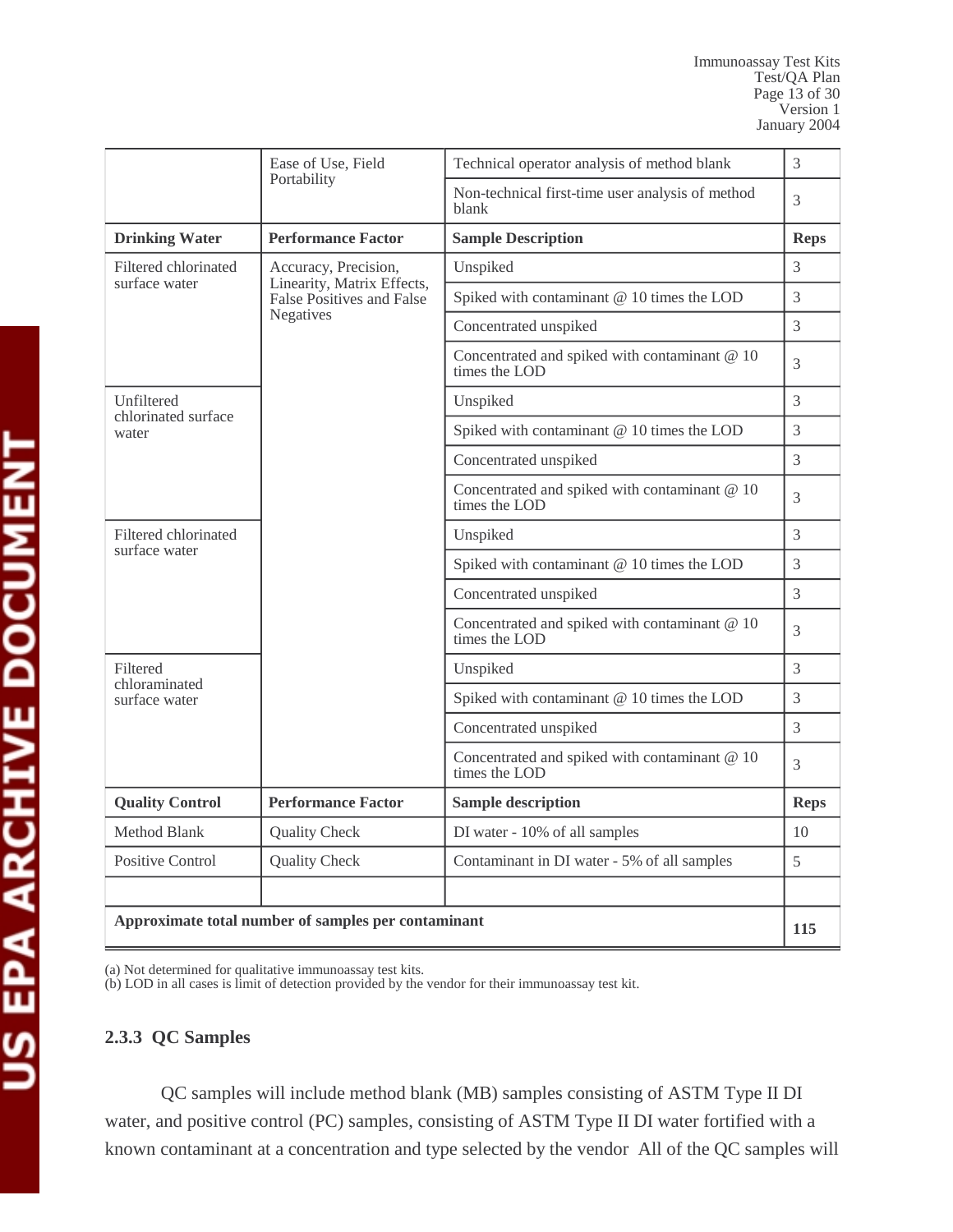| | Ease of Use, Field Portability | Technical operator analysis of method blank | 3 |
|---|---|---|---|
| | | Non-technical first-time user analysis of method blank | 3 |
| **Drinking Water** | **Performance Factor** | **Sample Description** | **Reps** |
| Filtered chlorinated surface water | Accuracy, Precision, Linearity, Matrix Effects, False Positives and False Negatives | Unspiked | 3 |
| | | Spiked with contaminant @ 10 times the LOD | 3 |
| | | Concentrated unspiked | 3 |
| | | Concentrated and spiked with contaminant @ 10 times the LOD | 3 |
| Unfiltered chlorinated surface water | | Unspiked | 3 |
| | | Spiked with contaminant @ 10 times the LOD | 3 |
| | | Concentrated unspiked | 3 |
| | | Concentrated and spiked with contaminant @ 10 times the LOD | 3 |
| Filtered chlorinated surface water | | Unspiked | 3 |
| | | Spiked with contaminant @ 10 times the LOD | 3 |
| | | Concentrated unspiked | 3 |
| | | Concentrated and spiked with contaminant @ 10 times the LOD | 3 |
| Filtered chloraminated surface water | | Unspiked | 3 |
| | | Spiked with contaminant @ 10 times the LOD | 3 |
| | | Concentrated unspiked | 3 |
| | | Concentrated and spiked with contaminant @ 10 times the LOD | 3 |
| **Quality Control** | **Performance Factor** | **Sample description** | **Reps** |
| Method Blank | Quality Check | DI water - 10% of all samples | 10 |
| Positive Control | Quality Check | Contaminant in DI water - 5% of all samples | 5 |
| | | | |
| **Approximate total number of samples per contaminant** | | | **115** |

(a) Not determined for qualitative immunoassay test kits.
(b) LOD in all cases is limit of detection provided by the vendor for their immunoassay test kit.

### 2.3.3 QC Samples

QC samples will include method blank (MB) samples consisting of ASTM Type II DI water, and positive control (PC) samples, consisting of ASTM Type II DI water fortified with a known contaminant at a concentration and type selected by the vendor All of the QC samples will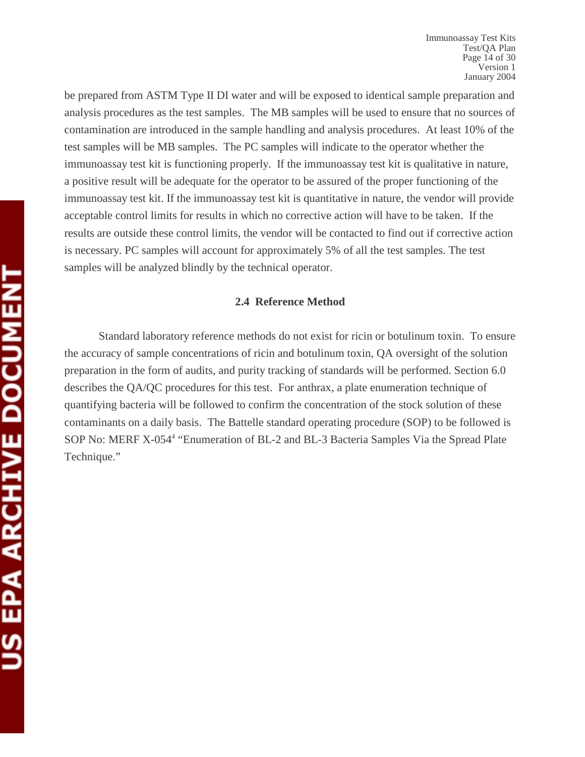be prepared from ASTM Type II DI water and will be exposed to identical sample preparation and analysis procedures as the test samples. The MB samples will be used to ensure that no sources of contamination are introduced in the sample handling and analysis procedures. At least 10% of the test samples will be MB samples. The PC samples will indicate to the operator whether the immunoassay test kit is functioning properly. If the immunoassay test kit is qualitative in nature, a positive result will be adequate for the operator to be assured of the proper functioning of the immunoassay test kit. If the immunoassay test kit is quantitative in nature, the vendor will provide acceptable control limits for results in which no corrective action will have to be taken. If the results are outside these control limits, the vendor will be contacted to find out if corrective action is necessary. PC samples will account for approximately 5% of all the test samples. The test samples will be analyzed blindly by the technical operator.

### 2.4 Reference Method

Standard laboratory reference methods do not exist for ricin or botulinum toxin. To ensure the accuracy of sample concentrations of ricin and botulinum toxin, QA oversight of the solution preparation in the form of audits, and purity tracking of standards will be performed. Section 6.0 describes the QA/QC procedures for this test. For anthrax, a plate enumeration technique of quantifying bacteria will be followed to confirm the concentration of the stock solution of these contaminants on a daily basis. The Battelle standard operating procedure (SOP) to be followed is SOP No: MERF X-054[4] "Enumeration of BL-2 and BL-3 Bacteria Samples Via the Spread Plate Technique."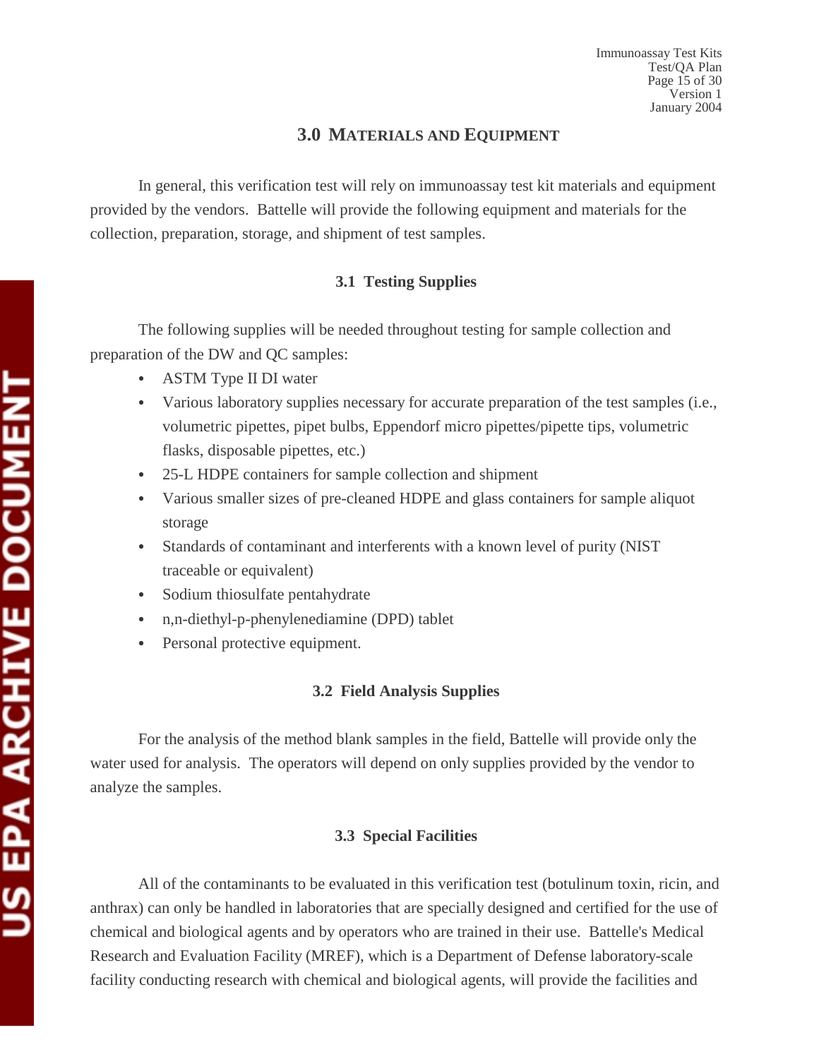## 3.0 MATERIALS AND EQUIPMENT

In general, this verification test will rely on immunoassay test kit materials and equipment provided by the vendors. Battelle will provide the following equipment and materials for the collection, preparation, storage, and shipment of test samples.

### 3.1 Testing Supplies

The following supplies will be needed throughout testing for sample collection and preparation of the DW and QC samples:

- ASTM Type II DI water
- Various laboratory supplies necessary for accurate preparation of the test samples (i.e., volumetric pipettes, pipet bulbs, Eppendorf micro pipettes/pipette tips, volumetric flasks, disposable pipettes, etc.)
- 25-L HDPE containers for sample collection and shipment
- Various smaller sizes of pre-cleaned HDPE and glass containers for sample aliquot storage
- Standards of contaminant and interferents with a known level of purity (NIST traceable or equivalent)
- Sodium thiosulfate pentahydrate
- n,n-diethyl-p-phenylenediamine (DPD) tablet
- Personal protective equipment.

### 3.2 Field Analysis Supplies

For the analysis of the method blank samples in the field, Battelle will provide only the water used for analysis. The operators will depend on only supplies provided by the vendor to analyze the samples.

### 3.3 Special Facilities

All of the contaminants to be evaluated in this verification test (botulinum toxin, ricin, and anthrax) can only be handled in laboratories that are specially designed and certified for the use of chemical and biological agents and by operators who are trained in their use. Battelle's Medical Research and Evaluation Facility (MREF), which is a Department of Defense laboratory-scale facility conducting research with chemical and biological agents, will provide the facilities and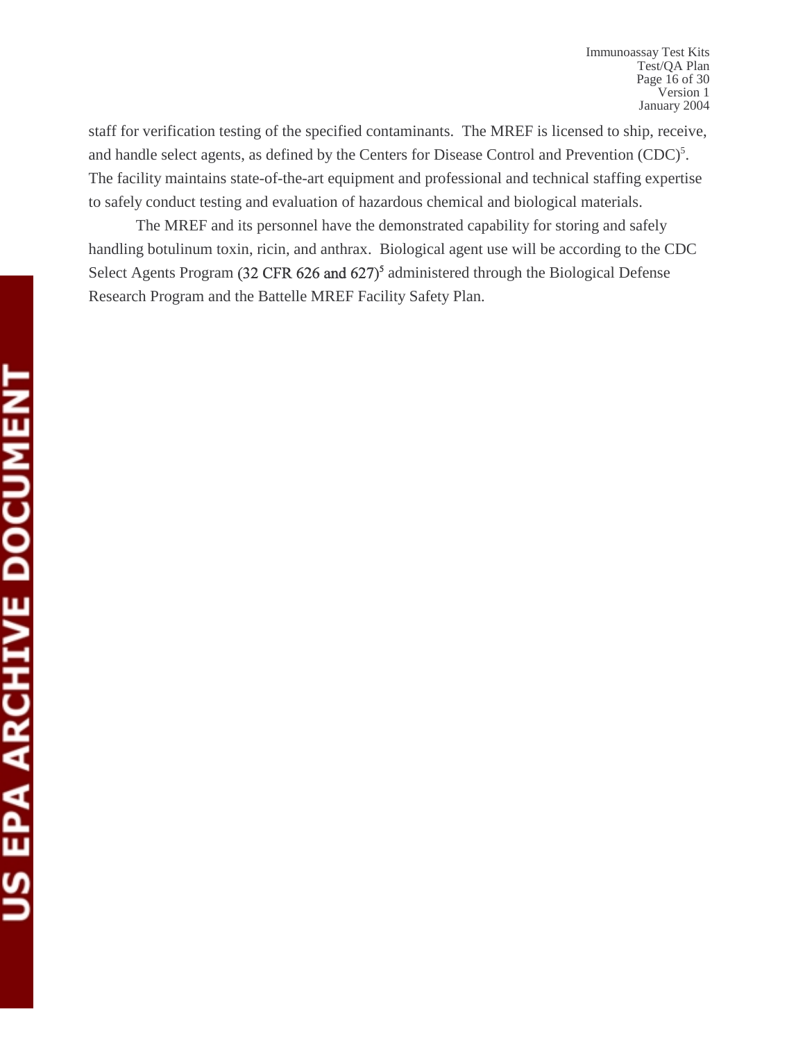staff for verification testing of the specified contaminants. The MREF is licensed to ship, receive, and handle select agents, as defined by the Centers for Disease Control and Prevention (CDC)[5]. The facility maintains state-of-the-art equipment and professional and technical staffing expertise to safely conduct testing and evaluation of hazardous chemical and biological materials.

The MREF and its personnel have the demonstrated capability for storing and safely handling botulinum toxin, ricin, and anthrax. Biological agent use will be according to the CDC Select Agents Program (32 CFR 626 and 627)[5] administered through the Biological Defense Research Program and the Battelle MREF Facility Safety Plan.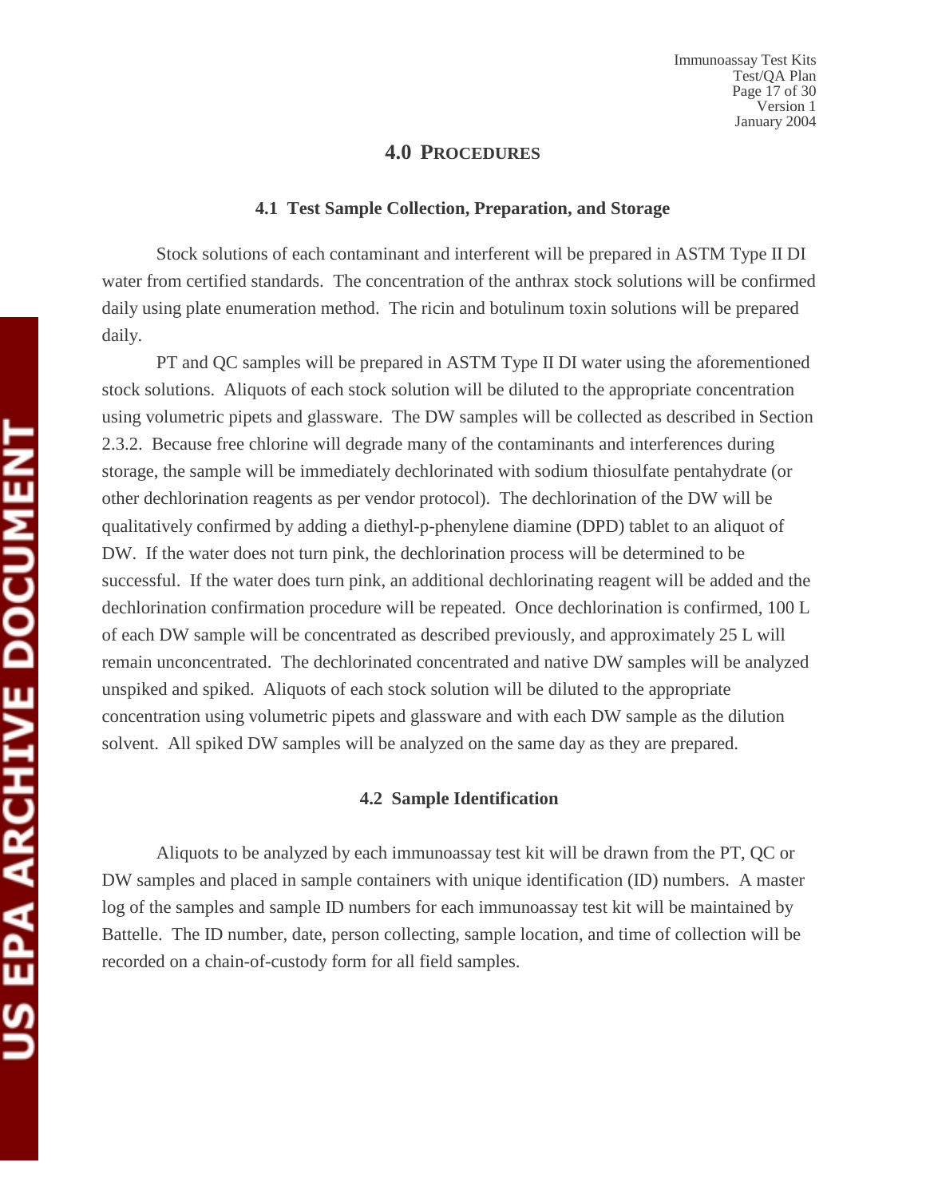# 4.0 PROCEDURES

## 4.1 Test Sample Collection, Preparation, and Storage

Stock solutions of each contaminant and interferent will be prepared in ASTM Type II DI water from certified standards. The concentration of the anthrax stock solutions will be confirmed daily using plate enumeration method. The ricin and botulinum toxin solutions will be prepared daily.

PT and QC samples will be prepared in ASTM Type II DI water using the aforementioned stock solutions. Aliquots of each stock solution will be diluted to the appropriate concentration using volumetric pipets and glassware. The DW samples will be collected as described in Section 2.3.2. Because free chlorine will degrade many of the contaminants and interferences during storage, the sample will be immediately dechlorinated with sodium thiosulfate pentahydrate (or other dechlorination reagents as per vendor protocol). The dechlorination of the DW will be qualitatively confirmed by adding a diethyl-p-phenylene diamine (DPD) tablet to an aliquot of DW. If the water does not turn pink, the dechlorination process will be determined to be successful. If the water does turn pink, an additional dechlorinating reagent will be added and the dechlorination confirmation procedure will be repeated. Once dechlorination is confirmed, 100 L of each DW sample will be concentrated as described previously, and approximately 25 L will remain unconcentrated. The dechlorinated concentrated and native DW samples will be analyzed unspiked and spiked. Aliquots of each stock solution will be diluted to the appropriate concentration using volumetric pipets and glassware and with each DW sample as the dilution solvent. All spiked DW samples will be analyzed on the same day as they are prepared.

## 4.2 Sample Identification

Aliquots to be analyzed by each immunoassay test kit will be drawn from the PT, QC or DW samples and placed in sample containers with unique identification (ID) numbers. A master log of the samples and sample ID numbers for each immunoassay test kit will be maintained by Battelle. The ID number, date, person collecting, sample location, and time of collection will be recorded on a chain-of-custody form for all field samples.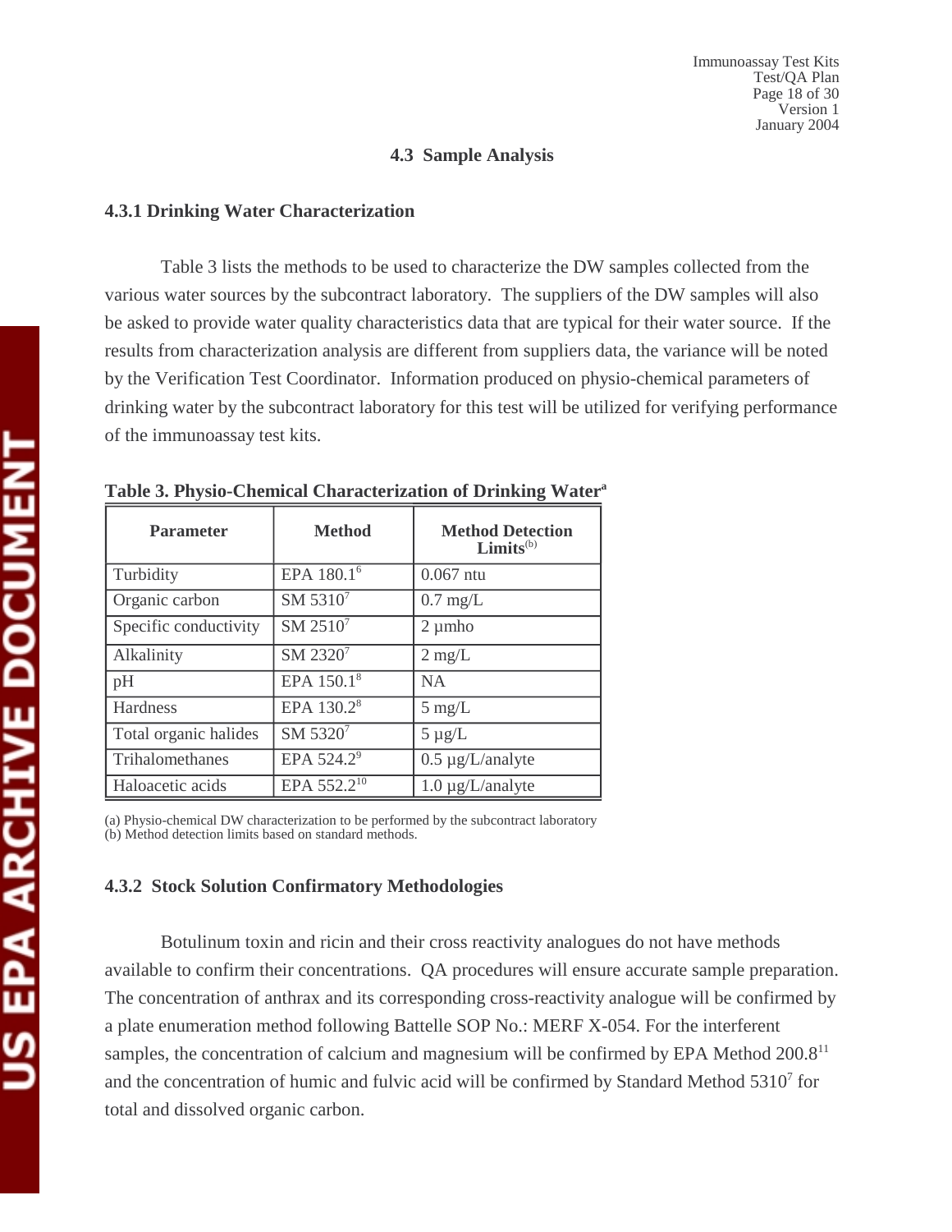## 4.3 Sample Analysis

### 4.3.1 Drinking Water Characterization

Table 3 lists the methods to be used to characterize the DW samples collected from the various water sources by the subcontract laboratory. The suppliers of the DW samples will also be asked to provide water quality characteristics data that are typical for their water source. If the results from characterization analysis are different from suppliers data, the variance will be noted by the Verification Test Coordinator. Information produced on physio-chemical parameters of drinking water by the subcontract laboratory for this test will be utilized for verifying performance of the immunoassay test kits.

**Table 3. Physio-Chemical Characterization of Drinking Water[a]**

| Parameter | Method | Method Detection Limits[(b)] |
|---|---|---|
| Turbidity | EPA 180.1[6] | 0.067 ntu |
| Organic carbon | SM 5310[7] | 0.7 mg/L |
| Specific conductivity | SM 2510[7] | 2 µmho |
| Alkalinity | SM 2320[7] | 2 mg/L |
| pH | EPA 150.1[8] | NA |
| Hardness | EPA 130.2[8] | 5 mg/L |
| Total organic halides | SM 5320[7] | 5 µg/L |
| Trihalomethanes | EPA 524.2[9] | 0.5 µg/L/analyte |
| Haloacetic acids | EPA 552.2[10] | 1.0 µg/L/analyte |

(a) Physio-chemical DW characterization to be performed by the subcontract laboratory
(b) Method detection limits based on standard methods.

### 4.3.2 Stock Solution Confirmatory Methodologies

Botulinum toxin and ricin and their cross reactivity analogues do not have methods available to confirm their concentrations. QA procedures will ensure accurate sample preparation. The concentration of anthrax and its corresponding cross-reactivity analogue will be confirmed by a plate enumeration method following Battelle SOP No.: MERF X-054. For the interferent samples, the concentration of calcium and magnesium will be confirmed by EPA Method 200.8[11] and the concentration of humic and fulvic acid will be confirmed by Standard Method 5310[7] for total and dissolved organic carbon.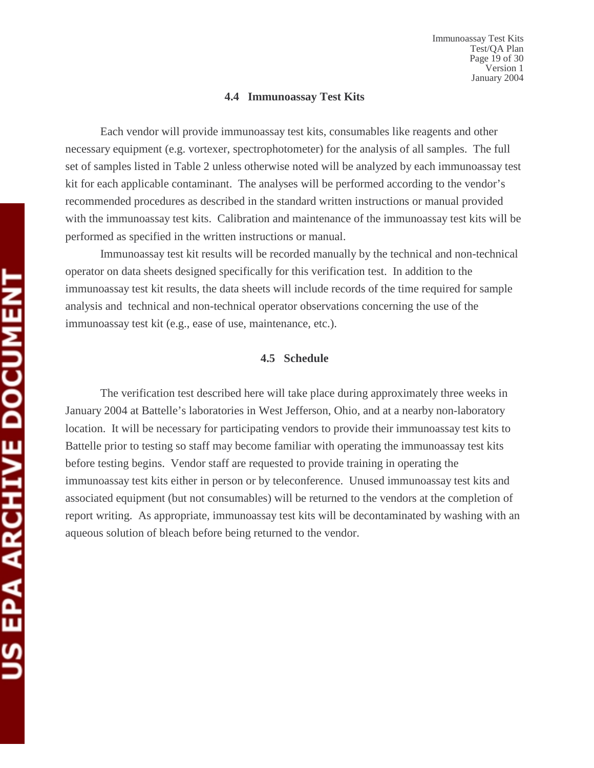### 4.4 Immunoassay Test Kits

Each vendor will provide immunoassay test kits, consumables like reagents and other necessary equipment (e.g. vortexer, spectrophotometer) for the analysis of all samples. The full set of samples listed in Table 2 unless otherwise noted will be analyzed by each immunoassay test kit for each applicable contaminant. The analyses will be performed according to the vendor's recommended procedures as described in the standard written instructions or manual provided with the immunoassay test kits. Calibration and maintenance of the immunoassay test kits will be performed as specified in the written instructions or manual.

Immunoassay test kit results will be recorded manually by the technical and non-technical operator on data sheets designed specifically for this verification test. In addition to the immunoassay test kit results, the data sheets will include records of the time required for sample analysis and technical and non-technical operator observations concerning the use of the immunoassay test kit (e.g., ease of use, maintenance, etc.).

### 4.5 Schedule

The verification test described here will take place during approximately three weeks in January 2004 at Battelle's laboratories in West Jefferson, Ohio, and at a nearby non-laboratory location. It will be necessary for participating vendors to provide their immunoassay test kits to Battelle prior to testing so staff may become familiar with operating the immunoassay test kits before testing begins. Vendor staff are requested to provide training in operating the immunoassay test kits either in person or by teleconference. Unused immunoassay test kits and associated equipment (but not consumables) will be returned to the vendors at the completion of report writing. As appropriate, immunoassay test kits will be decontaminated by washing with an aqueous solution of bleach before being returned to the vendor.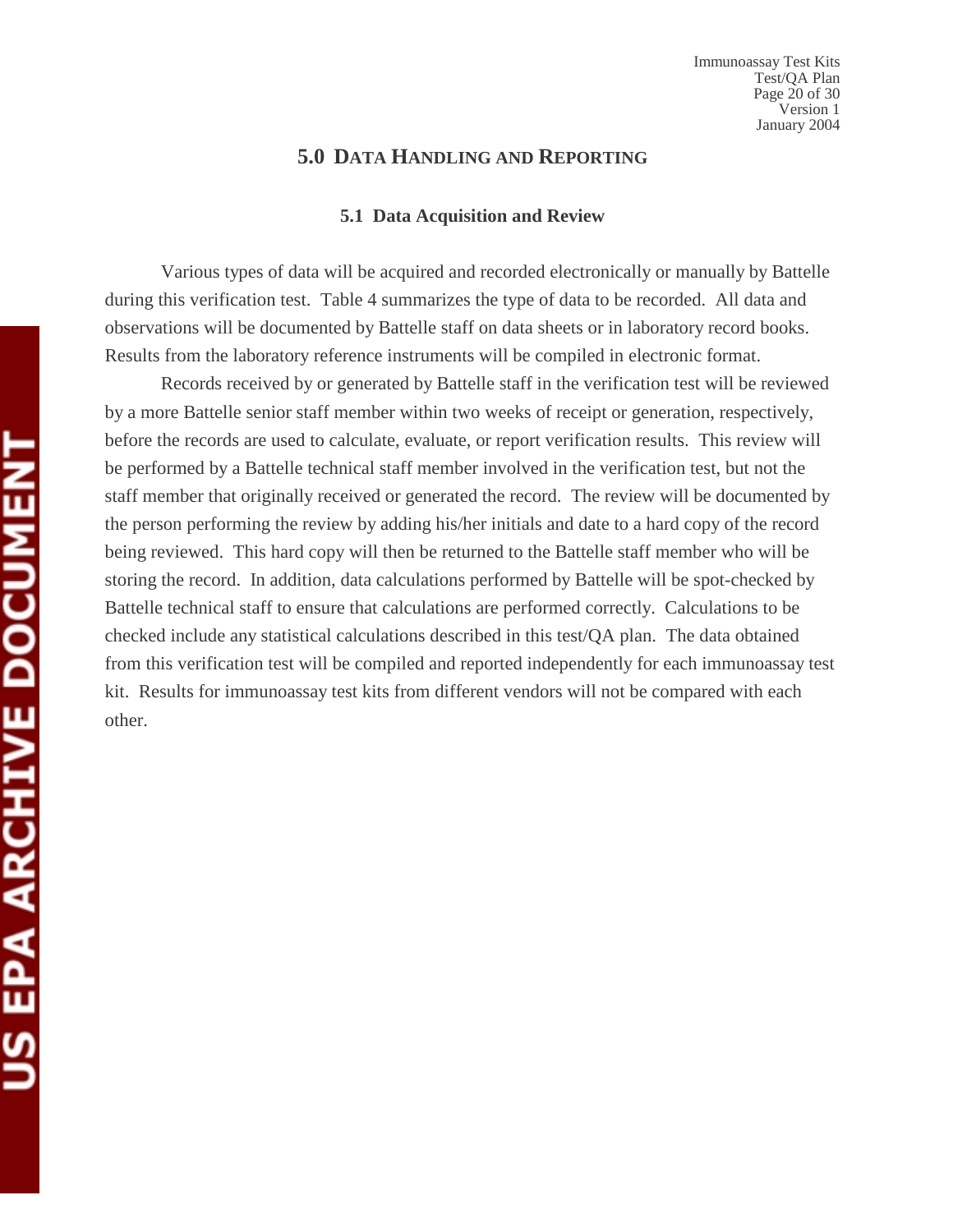# 5.0 DATA HANDLING AND REPORTING

## 5.1 Data Acquisition and Review

Various types of data will be acquired and recorded electronically or manually by Battelle during this verification test. Table 4 summarizes the type of data to be recorded. All data and observations will be documented by Battelle staff on data sheets or in laboratory record books. Results from the laboratory reference instruments will be compiled in electronic format.

Records received by or generated by Battelle staff in the verification test will be reviewed by a more Battelle senior staff member within two weeks of receipt or generation, respectively, before the records are used to calculate, evaluate, or report verification results. This review will be performed by a Battelle technical staff member involved in the verification test, but not the staff member that originally received or generated the record. The review will be documented by the person performing the review by adding his/her initials and date to a hard copy of the record being reviewed. This hard copy will then be returned to the Battelle staff member who will be storing the record. In addition, data calculations performed by Battelle will be spot-checked by Battelle technical staff to ensure that calculations are performed correctly. Calculations to be checked include any statistical calculations described in this test/QA plan. The data obtained from this verification test will be compiled and reported independently for each immunoassay test kit. Results for immunoassay test kits from different vendors will not be compared with each other.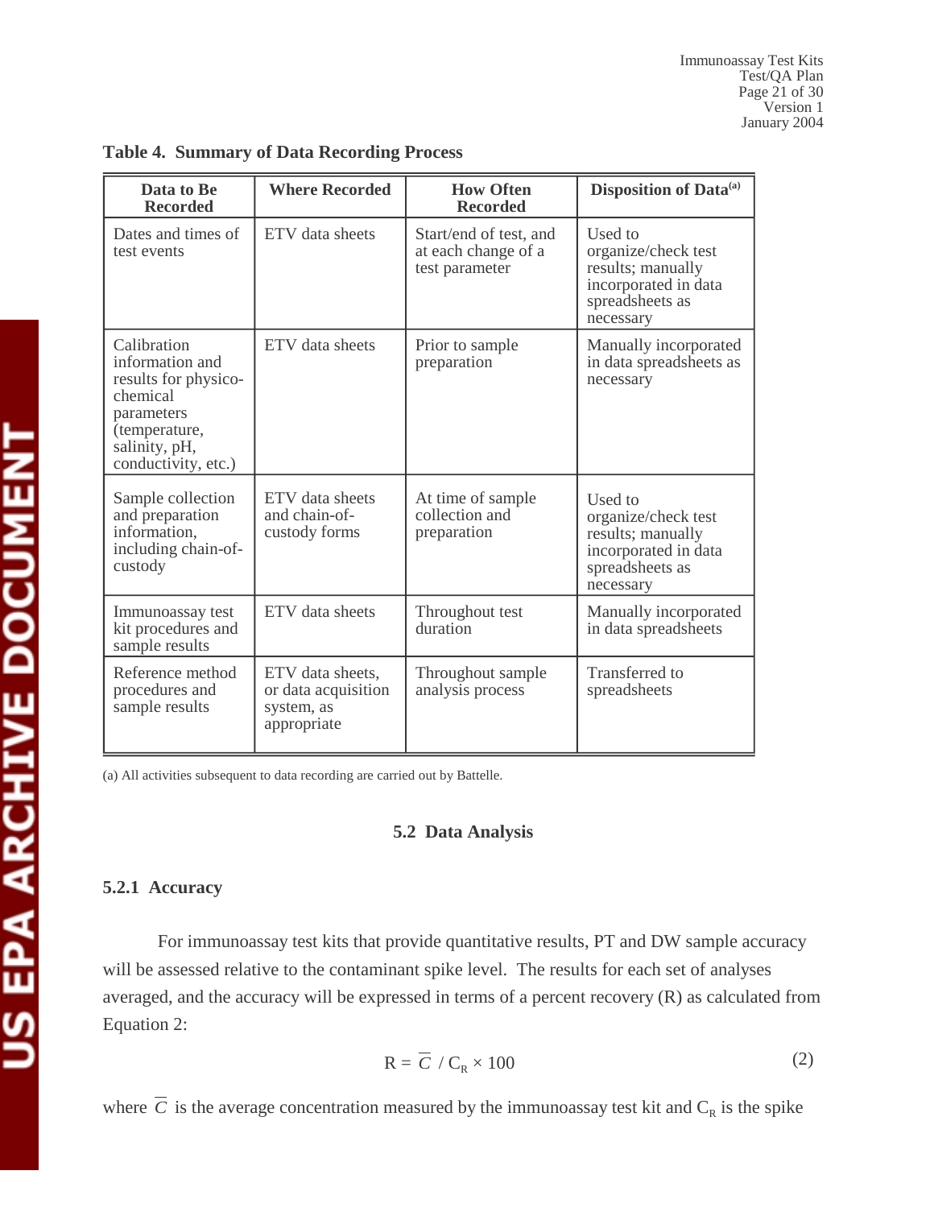**Table 4. Summary of Data Recording Process**

| Data to Be Recorded | Where Recorded | How Often Recorded | Disposition of Data[a] |
|---|---|---|---|
| Dates and times of test events | ETV data sheets | Start/end of test, and at each change of a test parameter | Used to organize/check test results; manually incorporated in data spreadsheets as necessary |
| Calibration information and results for physico-chemical parameters (temperature, salinity, pH, conductivity, etc.) | ETV data sheets | Prior to sample preparation | Manually incorporated in data spreadsheets as necessary |
| Sample collection and preparation information, including chain-of-custody | ETV data sheets and chain-of-custody forms | At time of sample collection and preparation | Used to organize/check test results; manually incorporated in data spreadsheets as necessary |
| Immunoassay test kit procedures and sample results | ETV data sheets | Throughout test duration | Manually incorporated in data spreadsheets |
| Reference method procedures and sample results | ETV data sheets, or data acquisition system, as appropriate | Throughout sample analysis process | Transferred to spreadsheets |

(a) All activities subsequent to data recording are carried out by Battelle.

## 5.2 Data Analysis

### 5.2.1 Accuracy

For immunoassay test kits that provide quantitative results, PT and DW sample accuracy will be assessed relative to the contaminant spike level. The results for each set of analyses averaged, and the accuracy will be expressed in terms of a percent recovery (R) as calculated from Equation 2:

$$R = \overline{C} / C_R \times 100 \tag{2}$$

where $\overline{C}$ is the average concentration measured by the immunoassay test kit and $C_R$ is the spike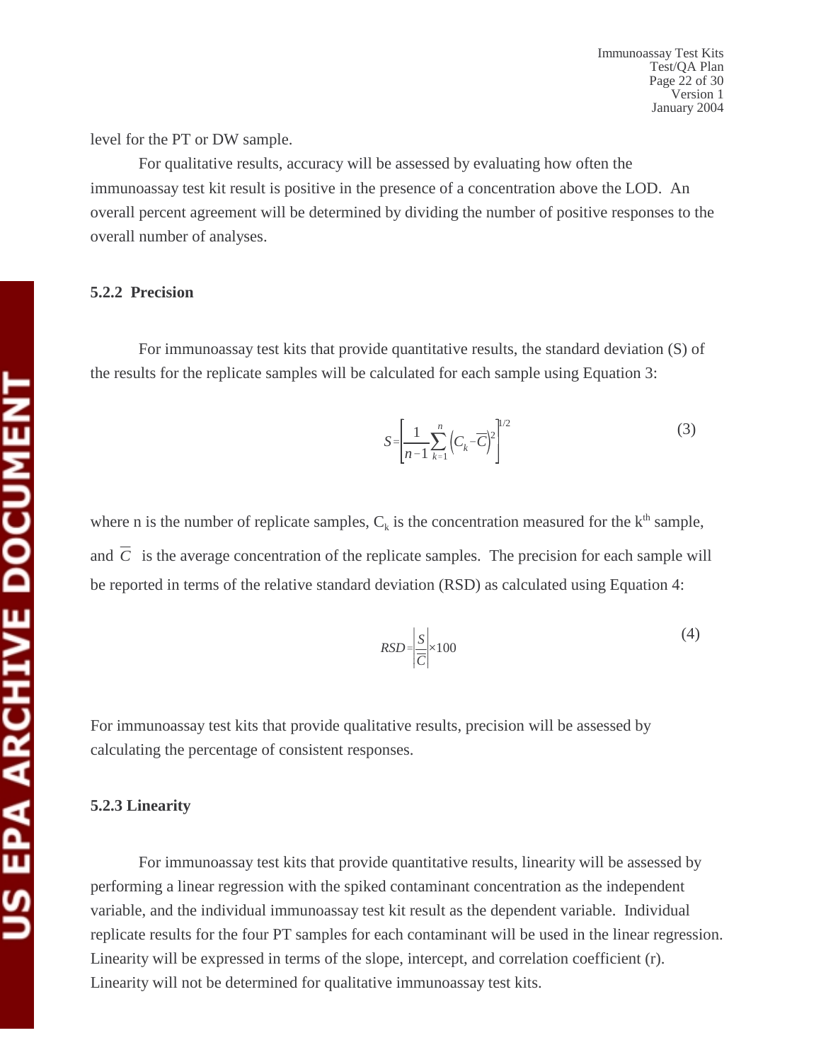level for the PT or DW sample.

For qualitative results, accuracy will be assessed by evaluating how often the immunoassay test kit result is positive in the presence of a concentration above the LOD. An overall percent agreement will be determined by dividing the number of positive responses to the overall number of analyses.

### 5.2.2 Precision

For immunoassay test kits that provide quantitative results, the standard deviation (S) of the results for the replicate samples will be calculated for each sample using Equation 3:

$$S = \left[ \frac{1}{n-1} \sum_{k=1}^{n} \left( C_k - \overline{C} \right)^2 \right]^{1/2} \tag{3}$$

where n is the number of replicate samples, $C_k$ is the concentration measured for the $k^{th}$ sample, and $\overline{C}$ is the average concentration of the replicate samples. The precision for each sample will be reported in terms of the relative standard deviation (RSD) as calculated using Equation 4:

$$RSD = \left| \frac{S}{\overline{C}} \right| \times 100 \tag{4}$$

For immunoassay test kits that provide qualitative results, precision will be assessed by calculating the percentage of consistent responses.

### 5.2.3 Linearity

For immunoassay test kits that provide quantitative results, linearity will be assessed by performing a linear regression with the spiked contaminant concentration as the independent variable, and the individual immunoassay test kit result as the dependent variable. Individual replicate results for the four PT samples for each contaminant will be used in the linear regression. Linearity will be expressed in terms of the slope, intercept, and correlation coefficient (r). Linearity will not be determined for qualitative immunoassay test kits.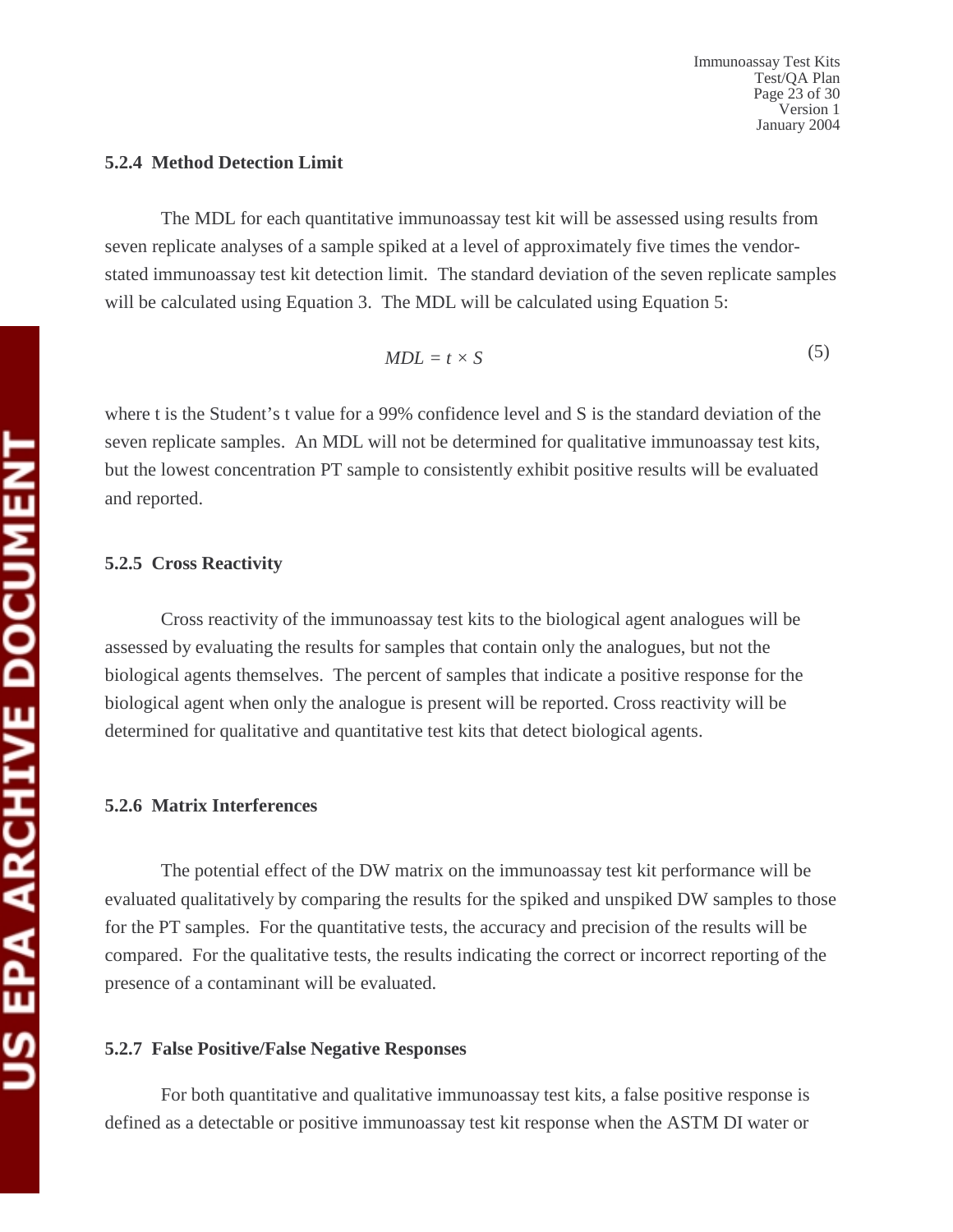### 5.2.4 Method Detection Limit

The MDL for each quantitative immunoassay test kit will be assessed using results from seven replicate analyses of a sample spiked at a level of approximately five times the vendor-stated immunoassay test kit detection limit. The standard deviation of the seven replicate samples will be calculated using Equation 3. The MDL will be calculated using Equation 5:

$$MDL = t \times S \tag{5}$$

where t is the Student's t value for a 99% confidence level and S is the standard deviation of the seven replicate samples. An MDL will not be determined for qualitative immunoassay test kits, but the lowest concentration PT sample to consistently exhibit positive results will be evaluated and reported.

### 5.2.5 Cross Reactivity

Cross reactivity of the immunoassay test kits to the biological agent analogues will be assessed by evaluating the results for samples that contain only the analogues, but not the biological agents themselves. The percent of samples that indicate a positive response for the biological agent when only the analogue is present will be reported. Cross reactivity will be determined for qualitative and quantitative test kits that detect biological agents.

### 5.2.6 Matrix Interferences

The potential effect of the DW matrix on the immunoassay test kit performance will be evaluated qualitatively by comparing the results for the spiked and unspiked DW samples to those for the PT samples. For the quantitative tests, the accuracy and precision of the results will be compared. For the qualitative tests, the results indicating the correct or incorrect reporting of the presence of a contaminant will be evaluated.

### 5.2.7 False Positive/False Negative Responses

For both quantitative and qualitative immunoassay test kits, a false positive response is defined as a detectable or positive immunoassay test kit response when the ASTM DI water or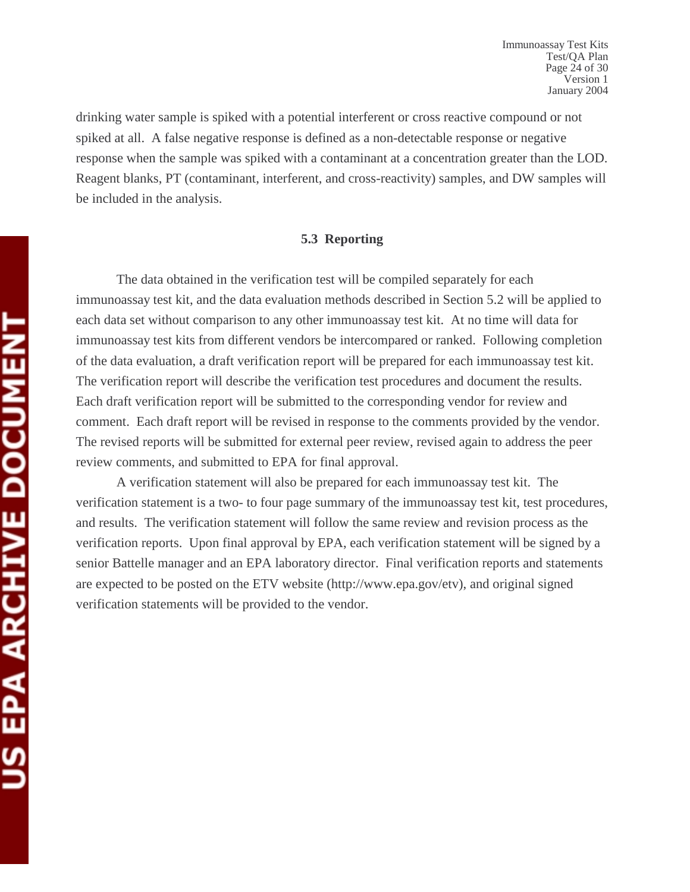drinking water sample is spiked with a potential interferent or cross reactive compound or not spiked at all. A false negative response is defined as a non-detectable response or negative response when the sample was spiked with a contaminant at a concentration greater than the LOD. Reagent blanks, PT (contaminant, interferent, and cross-reactivity) samples, and DW samples will be included in the analysis.

### 5.3 Reporting

The data obtained in the verification test will be compiled separately for each immunoassay test kit, and the data evaluation methods described in Section 5.2 will be applied to each data set without comparison to any other immunoassay test kit. At no time will data for immunoassay test kits from different vendors be intercompared or ranked. Following completion of the data evaluation, a draft verification report will be prepared for each immunoassay test kit. The verification report will describe the verification test procedures and document the results. Each draft verification report will be submitted to the corresponding vendor for review and comment. Each draft report will be revised in response to the comments provided by the vendor. The revised reports will be submitted for external peer review, revised again to address the peer review comments, and submitted to EPA for final approval.

A verification statement will also be prepared for each immunoassay test kit. The verification statement is a two- to four page summary of the immunoassay test kit, test procedures, and results. The verification statement will follow the same review and revision process as the verification reports. Upon final approval by EPA, each verification statement will be signed by a senior Battelle manager and an EPA laboratory director. Final verification reports and statements are expected to be posted on the ETV website (http://www.epa.gov/etv), and original signed verification statements will be provided to the vendor.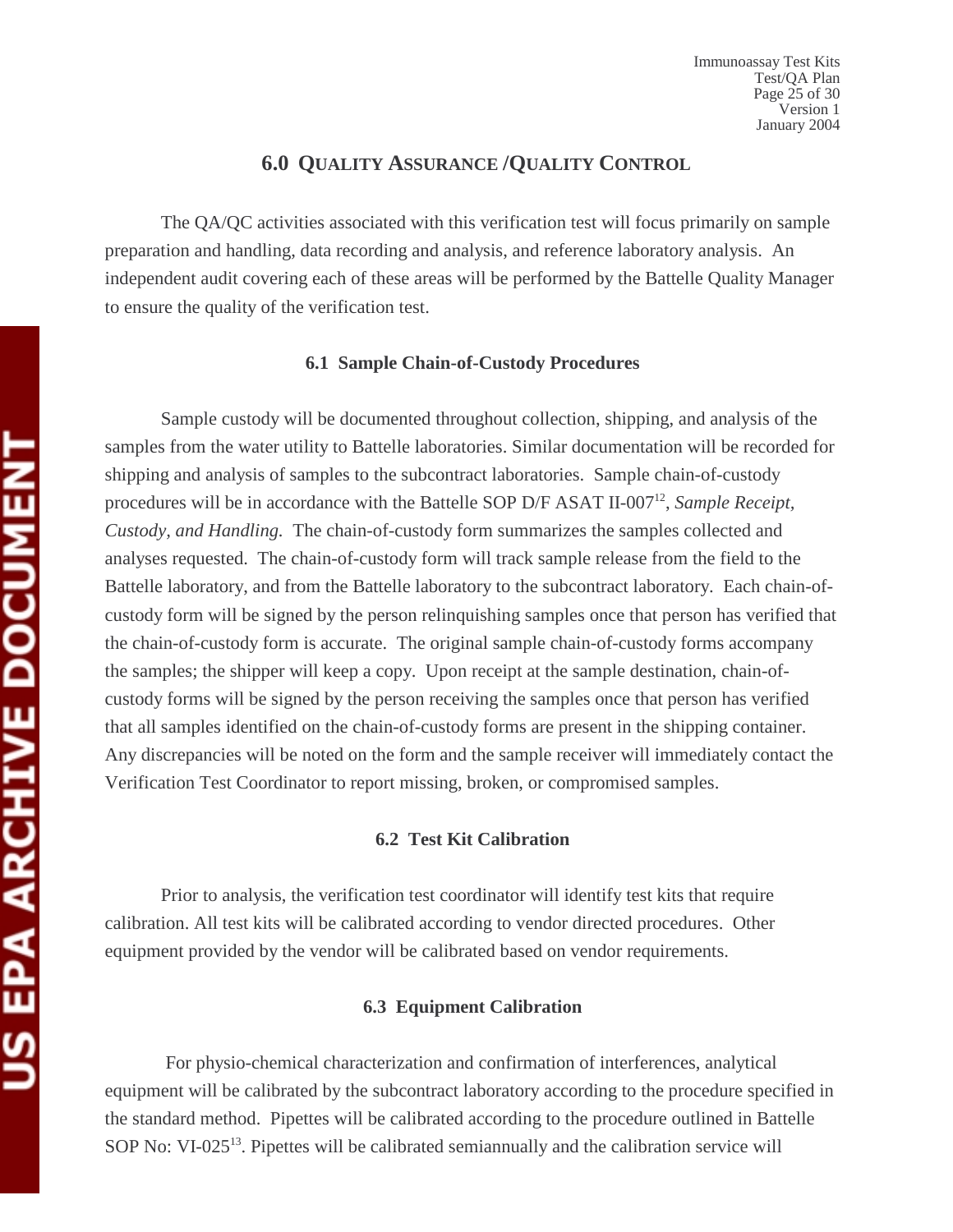## 6.0 QUALITY ASSURANCE /QUALITY CONTROL

The QA/QC activities associated with this verification test will focus primarily on sample preparation and handling, data recording and analysis, and reference laboratory analysis. An independent audit covering each of these areas will be performed by the Battelle Quality Manager to ensure the quality of the verification test.

### 6.1 Sample Chain-of-Custody Procedures

Sample custody will be documented throughout collection, shipping, and analysis of the samples from the water utility to Battelle laboratories. Similar documentation will be recorded for shipping and analysis of samples to the subcontract laboratories. Sample chain-of-custody procedures will be in accordance with the Battelle SOP D/F ASAT II-007[12], *Sample Receipt, Custody, and Handling.* The chain-of-custody form summarizes the samples collected and analyses requested. The chain-of-custody form will track sample release from the field to the Battelle laboratory, and from the Battelle laboratory to the subcontract laboratory. Each chain-of-custody form will be signed by the person relinquishing samples once that person has verified that the chain-of-custody form is accurate. The original sample chain-of-custody forms accompany the samples; the shipper will keep a copy. Upon receipt at the sample destination, chain-of-custody forms will be signed by the person receiving the samples once that person has verified that all samples identified on the chain-of-custody forms are present in the shipping container. Any discrepancies will be noted on the form and the sample receiver will immediately contact the Verification Test Coordinator to report missing, broken, or compromised samples.

### 6.2 Test Kit Calibration

Prior to analysis, the verification test coordinator will identify test kits that require calibration. All test kits will be calibrated according to vendor directed procedures. Other equipment provided by the vendor will be calibrated based on vendor requirements.

### 6.3 Equipment Calibration

For physio-chemical characterization and confirmation of interferences, analytical equipment will be calibrated by the subcontract laboratory according to the procedure specified in the standard method. Pipettes will be calibrated according to the procedure outlined in Battelle SOP No: VI-025[13]. Pipettes will be calibrated semiannually and the calibration service will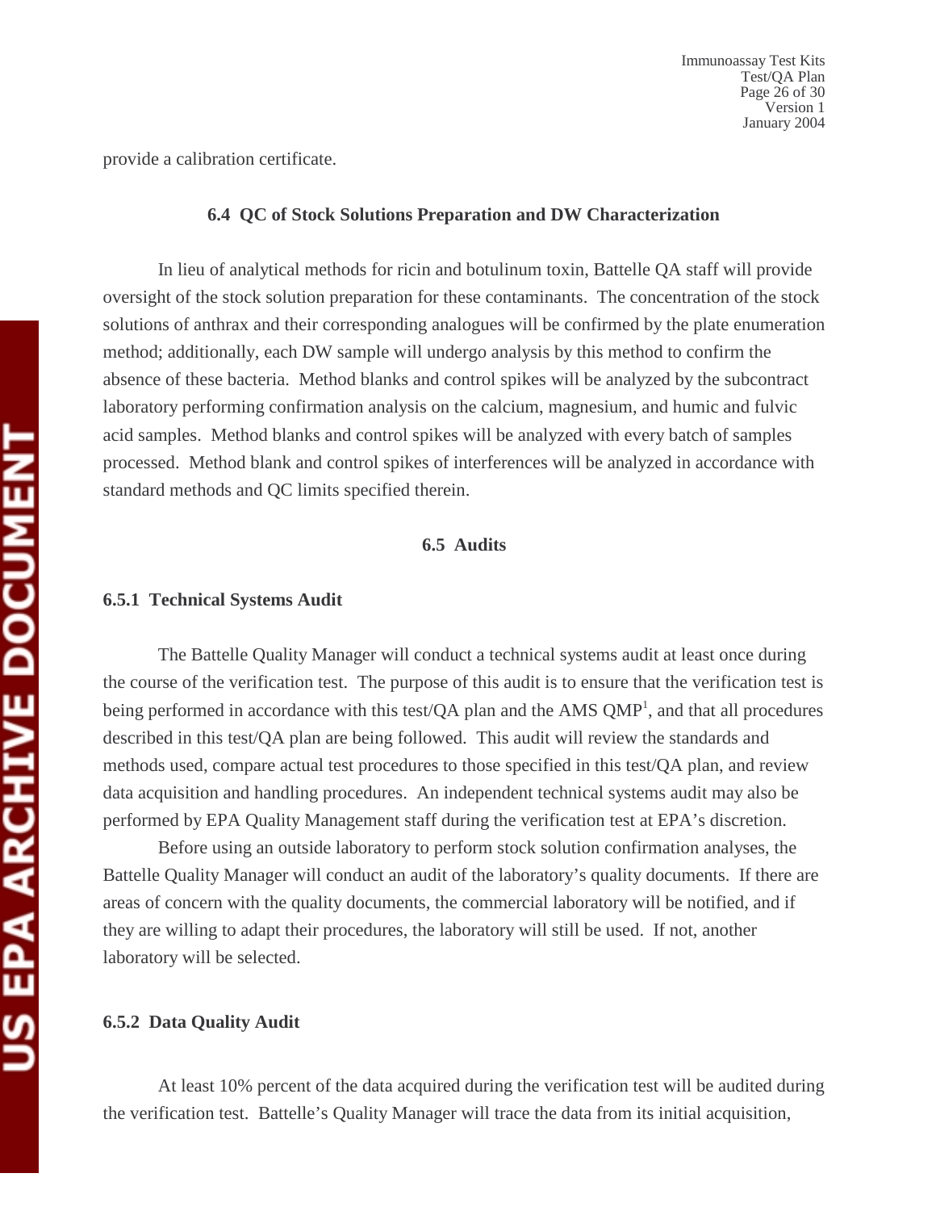provide a calibration certificate.

### 6.4 QC of Stock Solutions Preparation and DW Characterization

In lieu of analytical methods for ricin and botulinum toxin, Battelle QA staff will provide oversight of the stock solution preparation for these contaminants. The concentration of the stock solutions of anthrax and their corresponding analogues will be confirmed by the plate enumeration method; additionally, each DW sample will undergo analysis by this method to confirm the absence of these bacteria. Method blanks and control spikes will be analyzed by the subcontract laboratory performing confirmation analysis on the calcium, magnesium, and humic and fulvic acid samples. Method blanks and control spikes will be analyzed with every batch of samples processed. Method blank and control spikes of interferences will be analyzed in accordance with standard methods and QC limits specified therein.

### 6.5 Audits

#### 6.5.1 Technical Systems Audit

The Battelle Quality Manager will conduct a technical systems audit at least once during the course of the verification test. The purpose of this audit is to ensure that the verification test is being performed in accordance with this test/QA plan and the AMS QMP[1], and that all procedures described in this test/QA plan are being followed. This audit will review the standards and methods used, compare actual test procedures to those specified in this test/QA plan, and review data acquisition and handling procedures. An independent technical systems audit may also be performed by EPA Quality Management staff during the verification test at EPA's discretion.

Before using an outside laboratory to perform stock solution confirmation analyses, the Battelle Quality Manager will conduct an audit of the laboratory's quality documents. If there are areas of concern with the quality documents, the commercial laboratory will be notified, and if they are willing to adapt their procedures, the laboratory will still be used. If not, another laboratory will be selected.

#### 6.5.2 Data Quality Audit

At least 10% percent of the data acquired during the verification test will be audited during the verification test. Battelle's Quality Manager will trace the data from its initial acquisition,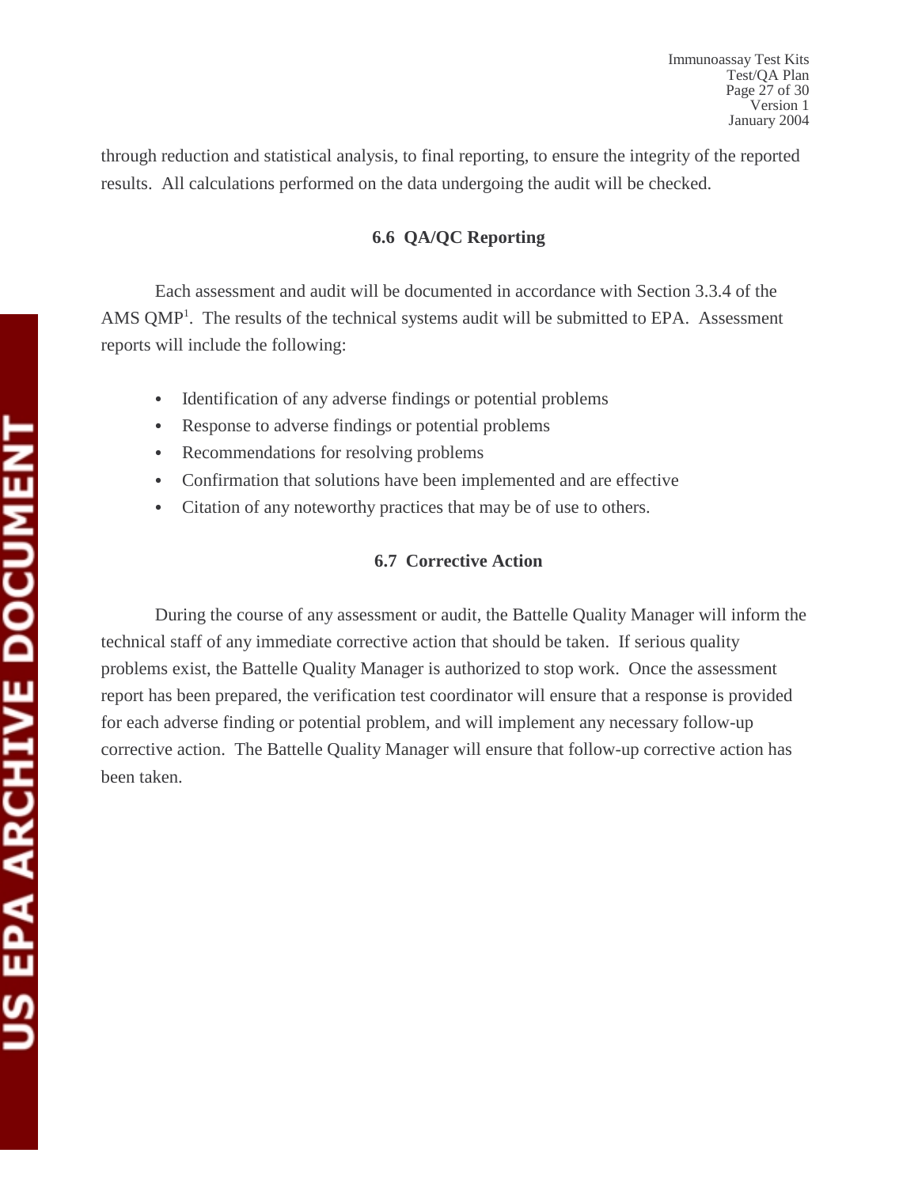through reduction and statistical analysis, to final reporting, to ensure the integrity of the reported results. All calculations performed on the data undergoing the audit will be checked.

### 6.6 QA/QC Reporting

Each assessment and audit will be documented in accordance with Section 3.3.4 of the AMS QMP[1]. The results of the technical systems audit will be submitted to EPA. Assessment reports will include the following:

- Identification of any adverse findings or potential problems
- Response to adverse findings or potential problems
- Recommendations for resolving problems
- Confirmation that solutions have been implemented and are effective
- Citation of any noteworthy practices that may be of use to others.

### 6.7 Corrective Action

During the course of any assessment or audit, the Battelle Quality Manager will inform the technical staff of any immediate corrective action that should be taken. If serious quality problems exist, the Battelle Quality Manager is authorized to stop work. Once the assessment report has been prepared, the verification test coordinator will ensure that a response is provided for each adverse finding or potential problem, and will implement any necessary follow-up corrective action. The Battelle Quality Manager will ensure that follow-up corrective action has been taken.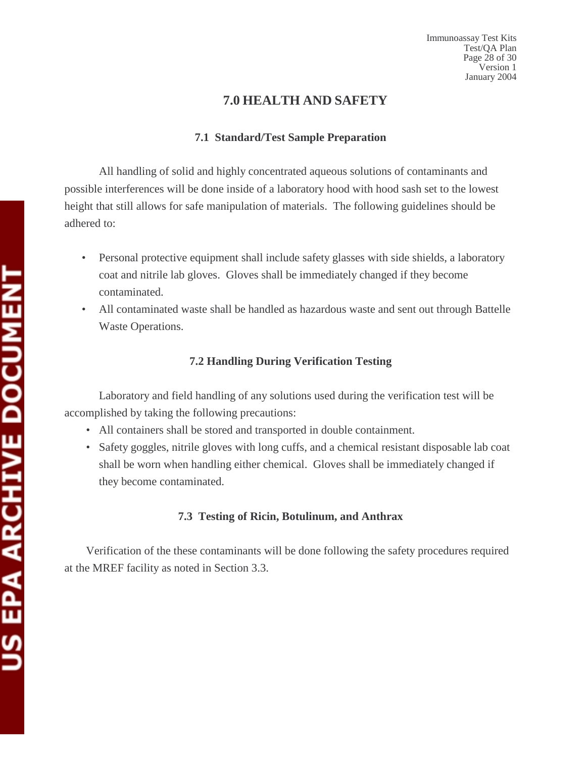# 7.0 HEALTH AND SAFETY

### 7.1 Standard/Test Sample Preparation

All handling of solid and highly concentrated aqueous solutions of contaminants and possible interferences will be done inside of a laboratory hood with hood sash set to the lowest height that still allows for safe manipulation of materials. The following guidelines should be adhered to:

- Personal protective equipment shall include safety glasses with side shields, a laboratory coat and nitrile lab gloves. Gloves shall be immediately changed if they become contaminated.
- All contaminated waste shall be handled as hazardous waste and sent out through Battelle Waste Operations.

### 7.2 Handling During Verification Testing

Laboratory and field handling of any solutions used during the verification test will be accomplished by taking the following precautions:

- All containers shall be stored and transported in double containment.
- Safety goggles, nitrile gloves with long cuffs, and a chemical resistant disposable lab coat shall be worn when handling either chemical. Gloves shall be immediately changed if they become contaminated.

### 7.3 Testing of Ricin, Botulinum, and Anthrax

Verification of the these contaminants will be done following the safety procedures required at the MREF facility as noted in Section 3.3.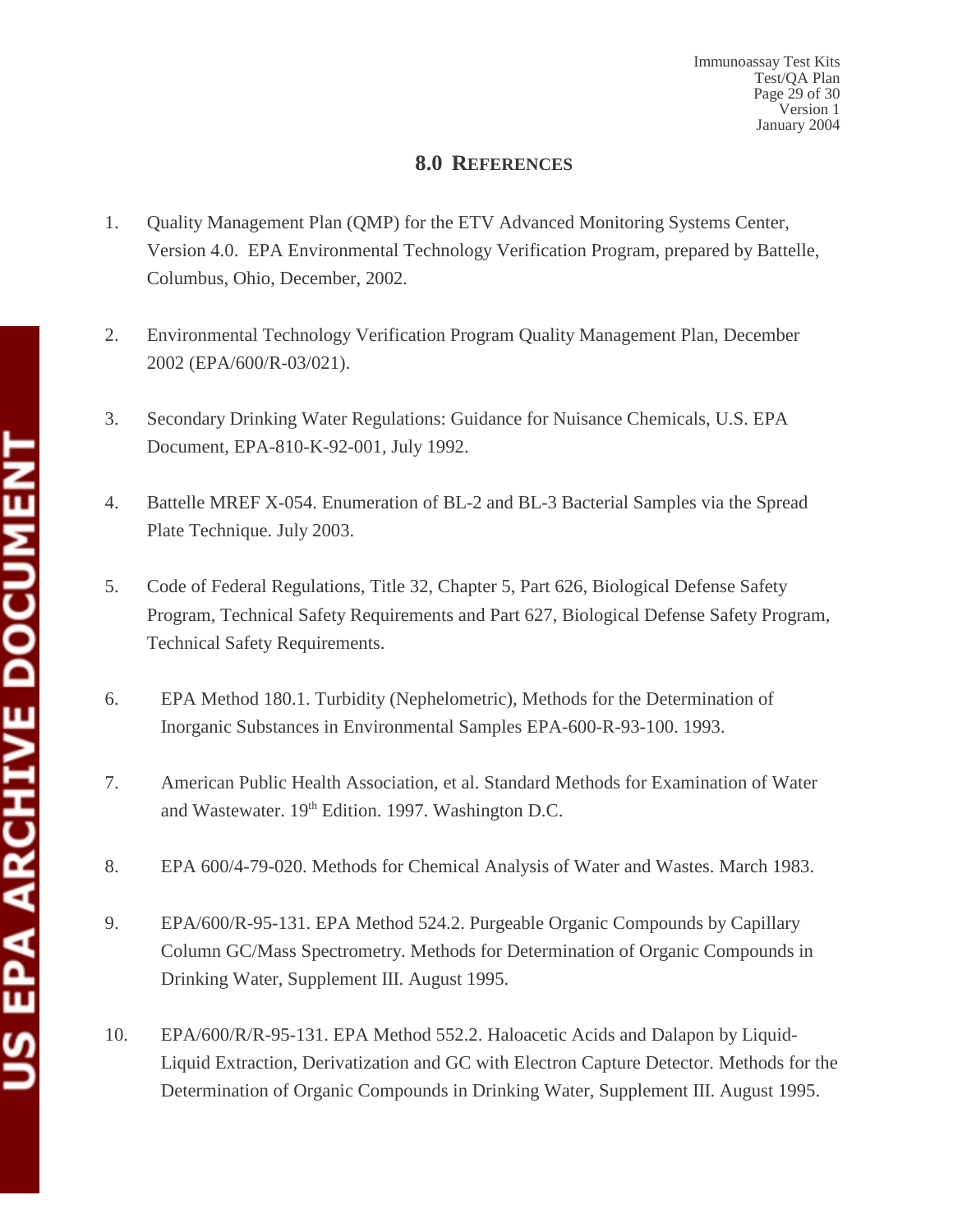## 8.0 References

1. Quality Management Plan (QMP) for the ETV Advanced Monitoring Systems Center, Version 4.0. EPA Environmental Technology Verification Program, prepared by Battelle, Columbus, Ohio, December, 2002.

2. Environmental Technology Verification Program Quality Management Plan, December 2002 (EPA/600/R-03/021).

3. Secondary Drinking Water Regulations: Guidance for Nuisance Chemicals, U.S. EPA Document, EPA-810-K-92-001, July 1992.

4. Battelle MREF X-054. Enumeration of BL-2 and BL-3 Bacterial Samples via the Spread Plate Technique. July 2003.

5. Code of Federal Regulations, Title 32, Chapter 5, Part 626, Biological Defense Safety Program, Technical Safety Requirements and Part 627, Biological Defense Safety Program, Technical Safety Requirements.

6. EPA Method 180.1. Turbidity (Nephelometric), Methods for the Determination of Inorganic Substances in Environmental Samples EPA-600-R-93-100. 1993.

7. American Public Health Association, et al. Standard Methods for Examination of Water and Wastewater. 19th Edition. 1997. Washington D.C.

8. EPA 600/4-79-020. Methods for Chemical Analysis of Water and Wastes. March 1983.

9. EPA/600/R-95-131. EPA Method 524.2. Purgeable Organic Compounds by Capillary Column GC/Mass Spectrometry. Methods for Determination of Organic Compounds in Drinking Water, Supplement III. August 1995.

10. EPA/600/R/R-95-131. EPA Method 552.2. Haloacetic Acids and Dalapon by Liquid-Liquid Extraction, Derivatization and GC with Electron Capture Detector. Methods for the Determination of Organic Compounds in Drinking Water, Supplement III. August 1995.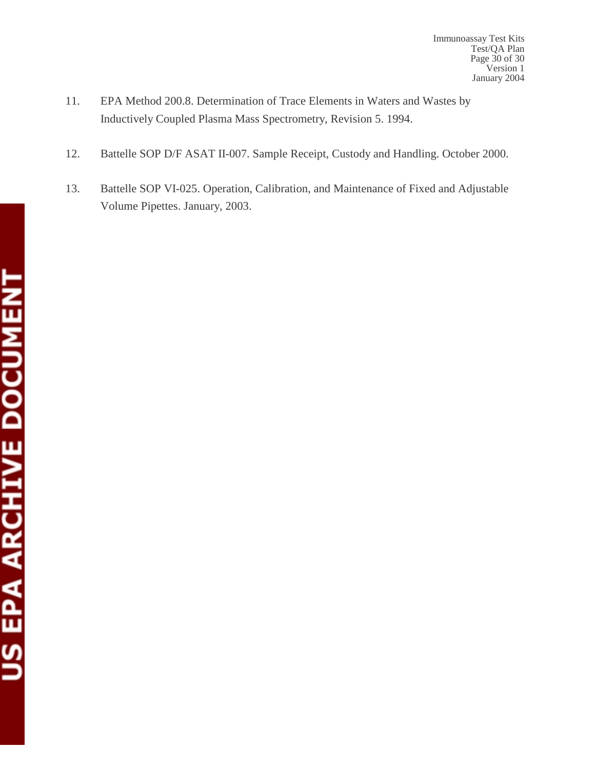11. EPA Method 200.8. Determination of Trace Elements in Waters and Wastes by Inductively Coupled Plasma Mass Spectrometry, Revision 5. 1994.

12. Battelle SOP D/F ASAT II-007. Sample Receipt, Custody and Handling. October 2000.

13. Battelle SOP VI-025. Operation, Calibration, and Maintenance of Fixed and Adjustable Volume Pipettes. January, 2003.